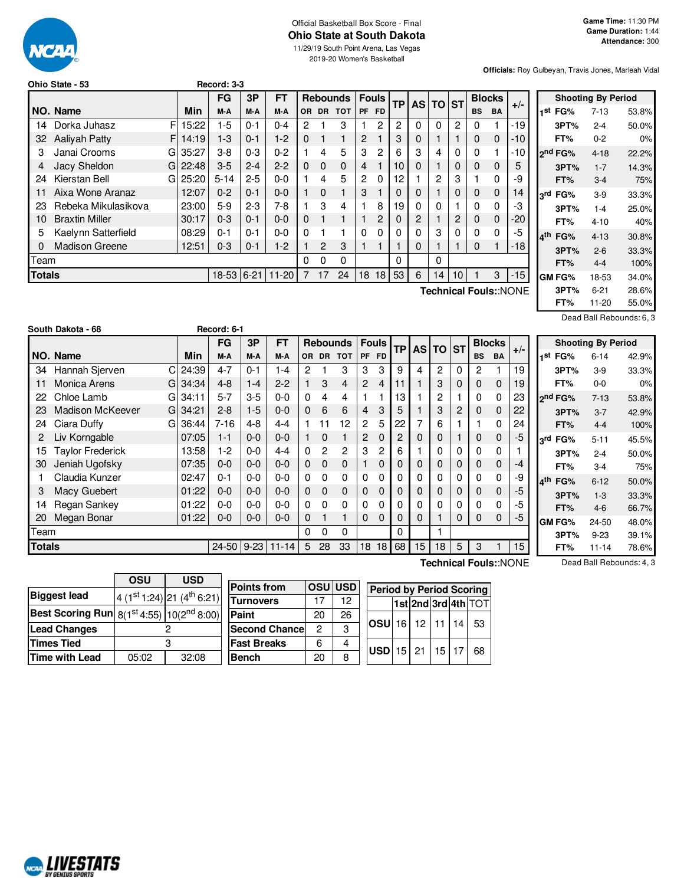Official Basketball Box Score - Final

# Ohio State at South Dakota

11/29/19 South Point Arena, Las Vegas
2019-20 Women's Basketball

**Game Time:** 11:30 PM
**Game Duration:** 1:44
**Attendance:** 300

**Officials:** Roy Gulbeyan, Travis Jones, Marleah Vidal

## Ohio State - 53 Record: 3-3

| NO. | Name | | Min | FG M-A | 3P M-A | FT M-A | OR | DR | TOT | PF | FD | TP | AS | TO | ST | BS | BA | +/- |
|---|---|---|---|---|---|---|---|---|---|---|---|---|---|---|---|---|---|---|
| 14 | Dorka Juhasz | F | 15:22 | 1-5 | 0-1 | 0-4 | 2 | 1 | 3 | 1 | 2 | 2 | 0 | 0 | 2 | 0 | 1 | -19 |
| 32 | Aaliyah Patty | F | 14:19 | 1-3 | 0-1 | 1-2 | 0 | 1 | 1 | 2 | 1 | 3 | 0 | 1 | 1 | 0 | 0 | -10 |
| 3 | Janai Crooms | G | 35:27 | 3-8 | 0-3 | 0-2 | 1 | 4 | 5 | 3 | 2 | 6 | 3 | 4 | 0 | 0 | 1 | -10 |
| 4 | Jacy Sheldon | G | 22:48 | 3-5 | 2-4 | 2-2 | 0 | 0 | 0 | 4 | 1 | 10 | 0 | 1 | 0 | 0 | 0 | 5 |
| 24 | Kierstan Bell | G | 25:20 | 5-14 | 2-5 | 0-0 | 1 | 4 | 5 | 2 | 0 | 12 | 1 | 2 | 3 | 1 | 0 | -9 |
| 11 | Aixa Wone Aranaz | | 12:07 | 0-2 | 0-1 | 0-0 | 1 | 0 | 1 | 3 | 1 | 0 | 0 | 1 | 0 | 0 | 0 | 14 |
| 23 | Rebeka Mikulasikova | | 23:00 | 5-9 | 2-3 | 7-8 | 1 | 3 | 4 | 1 | 8 | 19 | 0 | 0 | 1 | 0 | 0 | -3 |
| 10 | Braxtin Miller | | 30:17 | 0-3 | 0-1 | 0-0 | 0 | 1 | 1 | 1 | 2 | 0 | 2 | 1 | 2 | 0 | 0 | -20 |
| 5 | Kaelynn Satterfield | | 08:29 | 0-1 | 0-1 | 0-0 | 0 | 1 | 1 | 0 | 0 | 0 | 0 | 3 | 0 | 0 | 0 | -5 |
| 0 | Madison Greene | | 12:51 | 0-3 | 0-1 | 1-2 | 1 | 2 | 3 | 1 | 1 | 1 | 0 | 1 | 1 | 0 | 1 | -18 |
| Team | | | | | | | 0 | 0 | 0 | | | 0 | | 0 | | | | |
| **Totals** | | | | 18-53 | 6-21 | 11-20 | 7 | 17 | 24 | 18 | 18 | 53 | 6 | 14 | 10 | 1 | 3 | -15 |

**Technical Fouls:** NONE

| Shooting By Period | | |
|---|---|---|
| 1st FG% | 7-13 | 53.8% |
| 3PT% | 2-4 | 50.0% |
| FT% | 0-2 | 0% |
| 2nd FG% | 4-18 | 22.2% |
| 3PT% | 1-7 | 14.3% |
| FT% | 3-4 | 75% |
| 3rd FG% | 3-9 | 33.3% |
| 3PT% | 1-4 | 25.0% |
| FT% | 4-10 | 40% |
| 4th FG% | 4-13 | 30.8% |
| 3PT% | 2-6 | 33.3% |
| FT% | 4-4 | 100% |
| GM FG% | 18-53 | 34.0% |
| 3PT% | 6-21 | 28.6% |
| FT% | 11-20 | 55.0% |

Dead Ball Rebounds: 6, 3

## South Dakota - 68 Record: 6-1

| NO. | Name | | Min | FG M-A | 3P M-A | FT M-A | OR | DR | TOT | PF | FD | TP | AS | TO | ST | BS | BA | +/- |
|---|---|---|---|---|---|---|---|---|---|---|---|---|---|---|---|---|---|---|
| 34 | Hannah Sjerven | C | 24:39 | 4-7 | 0-1 | 1-4 | 2 | 1 | 3 | 3 | 3 | 9 | 4 | 2 | 0 | 2 | 1 | 19 |
| 11 | Monica Arens | G | 34:34 | 4-8 | 1-4 | 2-2 | 1 | 3 | 4 | 2 | 4 | 11 | 1 | 3 | 0 | 0 | 0 | 19 |
| 22 | Chloe Lamb | G | 34:11 | 5-7 | 3-5 | 0-0 | 0 | 4 | 4 | 1 | 1 | 13 | 1 | 2 | 1 | 0 | 0 | 23 |
| 23 | Madison McKeever | G | 34:21 | 2-8 | 1-5 | 0-0 | 0 | 6 | 6 | 4 | 3 | 5 | 1 | 3 | 2 | 0 | 0 | 22 |
| 24 | Ciara Duffy | G | 36:44 | 7-16 | 4-8 | 4-4 | 1 | 11 | 12 | 2 | 5 | 22 | 7 | 6 | 1 | 1 | 0 | 24 |
| 2 | Liv Korngable | | 07:05 | 1-1 | 0-0 | 0-0 | 1 | 0 | 1 | 2 | 0 | 2 | 0 | 0 | 1 | 0 | 0 | -5 |
| 15 | Taylor Frederick | | 13:58 | 1-2 | 0-0 | 4-4 | 0 | 2 | 2 | 3 | 2 | 6 | 1 | 0 | 0 | 0 | 0 | 1 |
| 30 | Jeniah Ugofsky | | 07:35 | 0-0 | 0-0 | 0-0 | 0 | 0 | 0 | 1 | 0 | 0 | 0 | 0 | 0 | 0 | 0 | -4 |
| 1 | Claudia Kunzer | | 02:47 | 0-1 | 0-0 | 0-0 | 0 | 0 | 0 | 0 | 0 | 0 | 0 | 0 | 0 | 0 | 0 | -9 |
| 3 | Macy Guebert | | 01:22 | 0-0 | 0-0 | 0-0 | 0 | 0 | 0 | 0 | 0 | 0 | 0 | 0 | 0 | 0 | 0 | -5 |
| 14 | Regan Sankey | | 01:22 | 0-0 | 0-0 | 0-0 | 0 | 0 | 0 | 0 | 0 | 0 | 0 | 0 | 0 | 0 | 0 | -5 |
| 20 | Megan Bonar | | 01:22 | 0-0 | 0-0 | 0-0 | 0 | 1 | 1 | 0 | 0 | 0 | 0 | 1 | 0 | 0 | 0 | -5 |
| Team | | | | | | | 0 | 0 | 0 | | | 0 | | 1 | | | | |
| **Totals** | | | | 24-50 | 9-23 | 11-14 | 5 | 28 | 33 | 18 | 18 | 68 | 15 | 18 | 5 | 3 | 1 | 15 |

**Technical Fouls:** NONE

| Shooting By Period | | |
|---|---|---|
| 1st FG% | 6-14 | 42.9% |
| 3PT% | 3-9 | 33.3% |
| FT% | 0-0 | 0% |
| 2nd FG% | 7-13 | 53.8% |
| 3PT% | 3-7 | 42.9% |
| FT% | 4-4 | 100% |
| 3rd FG% | 5-11 | 45.5% |
| 3PT% | 2-4 | 50.0% |
| FT% | 3-4 | 75% |
| 4th FG% | 6-12 | 50.0% |
| 3PT% | 1-3 | 33.3% |
| FT% | 4-6 | 66.7% |
| GM FG% | 24-50 | 48.0% |
| 3PT% | 9-23 | 39.1% |
| FT% | 11-14 | 78.6% |

Dead Ball Rebounds: 4, 3

| | OSU | USD |
|---|---|---|
| **Biggest lead** | 4 (1st 1:24) | 21 (4th 6:21) |
| **Best Scoring Run** | 8(1st 4:55) | 10(2nd 8:00) |
| **Lead Changes** | 2 | |
| **Times Tied** | 3 | |
| **Time with Lead** | 05:02 | 32:08 |

| Points from | OSU | USD |
|---|---|---|
| Turnovers | 17 | 12 |
| Paint | 20 | 26 |
| Second Chance | 2 | 3 |
| Fast Breaks | 6 | 4 |
| Bench | 20 | 8 |

| Period by Period Scoring | 1st | 2nd | 3rd | 4th | TOT |
|---|---|---|---|---|---|
| OSU | 16 | 12 | 11 | 14 | 53 |
| USD | 15 | 21 | 15 | 17 | 68 |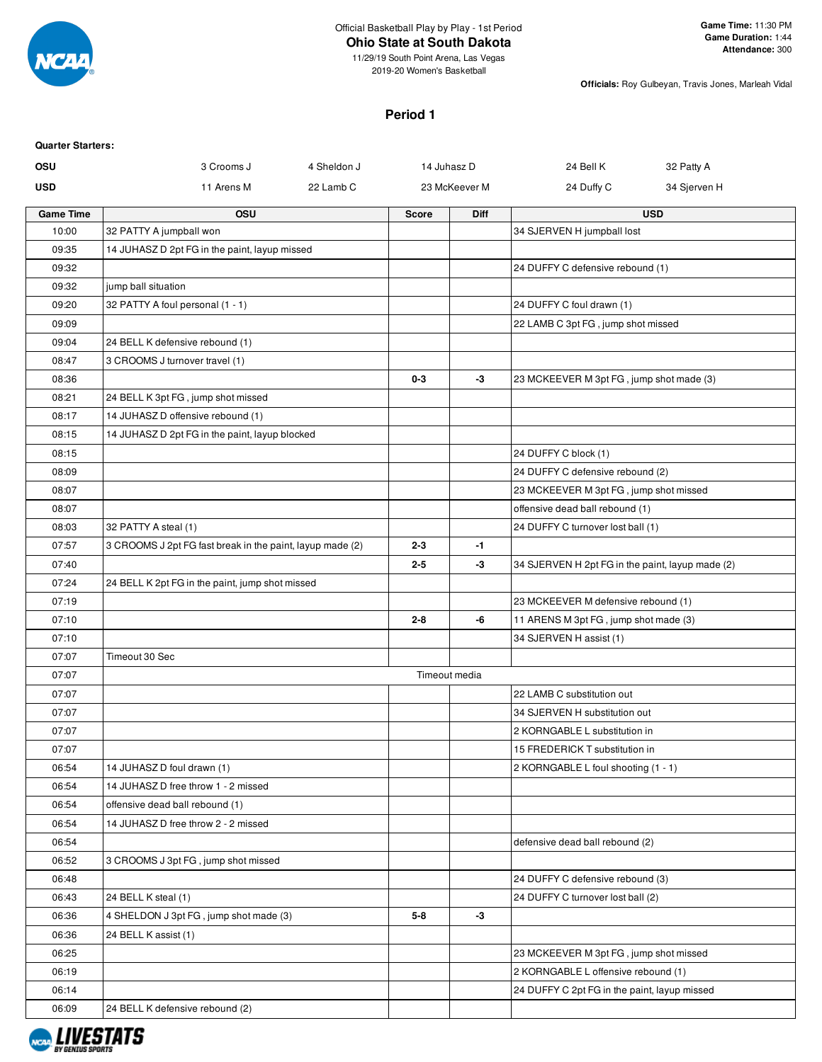Official Basketball Play by Play - 1st Period

**Ohio State at South Dakota**

11/29/19 South Point Arena, Las Vegas

2019-20 Women's Basketball

**Game Time:** 11:30 PM
**Game Duration:** 1:44
**Attendance:** 300

**Officials:** Roy Gulbeyan, Travis Jones, Marleah Vidal

## Period 1

**Quarter Starters:**

| | | | | | |
|---|---|---|---|---|---|
| **OSU** | 3 Crooms J | 4 Sheldon J | 14 Juhasz D | 24 Bell K | 32 Patty A |
| **USD** | 11 Arens M | 22 Lamb C | 23 McKeever M | 24 Duffy C | 34 Sjerven H |

| Game Time | OSU | Score | Diff | USD |
|---|---|---|---|---|
| 10:00 | 32 PATTY A jumpball won | | | 34 SJERVEN H jumpball lost |
| 09:35 | 14 JUHASZ D 2pt FG in the paint, layup missed | | | |
| 09:32 | | | | 24 DUFFY C defensive rebound (1) |
| 09:32 | jump ball situation | | | |
| 09:20 | 32 PATTY A foul personal (1 - 1) | | | 24 DUFFY C foul drawn (1) |
| 09:09 | | | | 22 LAMB C 3pt FG , jump shot missed |
| 09:04 | 24 BELL K defensive rebound (1) | | | |
| 08:47 | 3 CROOMS J turnover travel (1) | | | |
| 08:36 | | **0-3** | **-3** | 23 MCKEEVER M 3pt FG , jump shot made (3) |
| 08:21 | 24 BELL K 3pt FG , jump shot missed | | | |
| 08:17 | 14 JUHASZ D offensive rebound (1) | | | |
| 08:15 | 14 JUHASZ D 2pt FG in the paint, layup blocked | | | |
| 08:15 | | | | 24 DUFFY C block (1) |
| 08:09 | | | | 24 DUFFY C defensive rebound (2) |
| 08:07 | | | | 23 MCKEEVER M 3pt FG , jump shot missed |
| 08:07 | | | | offensive dead ball rebound (1) |
| 08:03 | 32 PATTY A steal (1) | | | 24 DUFFY C turnover lost ball (1) |
| 07:57 | 3 CROOMS J 2pt FG fast break in the paint, layup made (2) | **2-3** | **-1** | |
| 07:40 | | **2-5** | **-3** | 34 SJERVEN H 2pt FG in the paint, layup made (2) |
| 07:24 | 24 BELL K 2pt FG in the paint, jump shot missed | | | |
| 07:19 | | | | 23 MCKEEVER M defensive rebound (1) |
| 07:10 | | **2-8** | **-6** | 11 ARENS M 3pt FG , jump shot made (3) |
| 07:10 | | | | 34 SJERVEN H assist (1) |
| 07:07 | Timeout 30 Sec | | | |
| 07:07 | Timeout media | | | |
| 07:07 | | | | 22 LAMB C substitution out |
| 07:07 | | | | 34 SJERVEN H substitution out |
| 07:07 | | | | 2 KORNGABLE L substitution in |
| 07:07 | | | | 15 FREDERICK T substitution in |
| 06:54 | 14 JUHASZ D foul drawn (1) | | | 2 KORNGABLE L foul shooting (1 - 1) |
| 06:54 | 14 JUHASZ D free throw 1 - 2 missed | | | |
| 06:54 | offensive dead ball rebound (1) | | | |
| 06:54 | 14 JUHASZ D free throw 2 - 2 missed | | | |
| 06:54 | | | | defensive dead ball rebound (2) |
| 06:52 | 3 CROOMS J 3pt FG , jump shot missed | | | |
| 06:48 | | | | 24 DUFFY C defensive rebound (3) |
| 06:43 | 24 BELL K steal (1) | | | 24 DUFFY C turnover lost ball (2) |
| 06:36 | 4 SHELDON J 3pt FG , jump shot made (3) | **5-8** | **-3** | |
| 06:36 | 24 BELL K assist (1) | | | |
| 06:25 | | | | 23 MCKEEVER M 3pt FG , jump shot missed |
| 06:19 | | | | 2 KORNGABLE L offensive rebound (1) |
| 06:14 | | | | 24 DUFFY C 2pt FG in the paint, layup missed |
| 06:09 | 24 BELL K defensive rebound (2) | | | |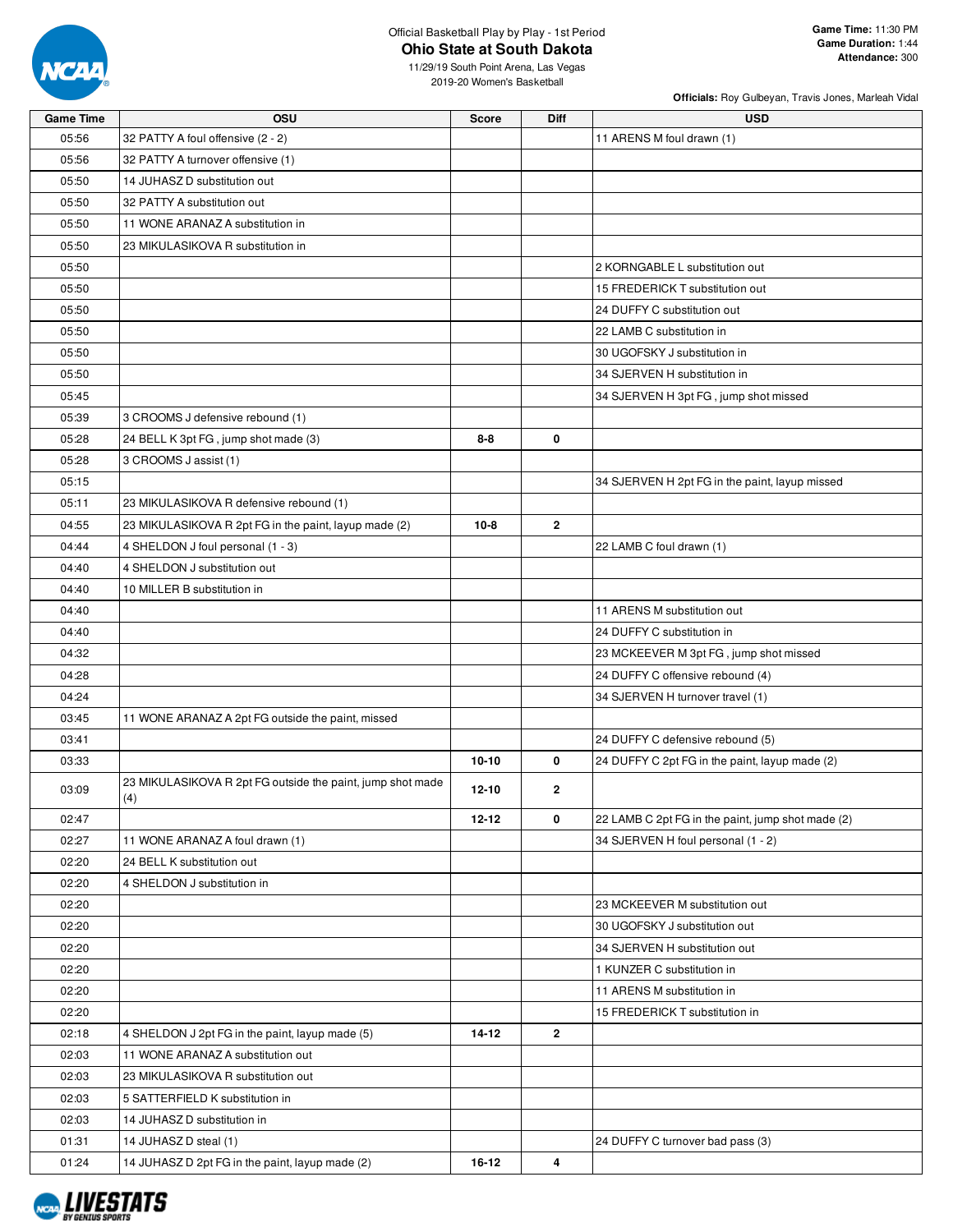Official Basketball Play by Play - 1st Period

# Ohio State at South Dakota

11/29/19 South Point Arena, Las Vegas
2019-20 Women's Basketball

**Game Time:** 11:30 PM
**Game Duration:** 1:44
**Attendance:** 300

**Officials:** Roy Gulbeyan, Travis Jones, Marleah Vidal

| Game Time | OSU | Score | Diff | USD |
|---|---|---|---|---|
| 05:56 | 32 PATTY A foul offensive (2 - 2) | | | 11 ARENS M foul drawn (1) |
| 05:56 | 32 PATTY A turnover offensive (1) | | | |
| 05:50 | 14 JUHASZ D substitution out | | | |
| 05:50 | 32 PATTY A substitution out | | | |
| 05:50 | 11 WONE ARANAZ A substitution in | | | |
| 05:50 | 23 MIKULASIKOVA R substitution in | | | |
| 05:50 | | | | 2 KORNGABLE L substitution out |
| 05:50 | | | | 15 FREDERICK T substitution out |
| 05:50 | | | | 24 DUFFY C substitution out |
| 05:50 | | | | 22 LAMB C substitution in |
| 05:50 | | | | 30 UGOFSKY J substitution in |
| 05:50 | | | | 34 SJERVEN H substitution in |
| 05:45 | | | | 34 SJERVEN H 3pt FG , jump shot missed |
| 05:39 | 3 CROOMS J defensive rebound (1) | | | |
| 05:28 | 24 BELL K 3pt FG , jump shot made (3) | 8-8 | 0 | |
| 05:28 | 3 CROOMS J assist (1) | | | |
| 05:15 | | | | 34 SJERVEN H 2pt FG in the paint, layup missed |
| 05:11 | 23 MIKULASIKOVA R defensive rebound (1) | | | |
| 04:55 | 23 MIKULASIKOVA R 2pt FG in the paint, layup made (2) | 10-8 | 2 | |
| 04:44 | 4 SHELDON J foul personal (1 - 3) | | | 22 LAMB C foul drawn (1) |
| 04:40 | 4 SHELDON J substitution out | | | |
| 04:40 | 10 MILLER B substitution in | | | |
| 04:40 | | | | 11 ARENS M substitution out |
| 04:40 | | | | 24 DUFFY C substitution in |
| 04:32 | | | | 23 MCKEEVER M 3pt FG , jump shot missed |
| 04:28 | | | | 24 DUFFY C offensive rebound (4) |
| 04:24 | | | | 34 SJERVEN H turnover travel (1) |
| 03:45 | 11 WONE ARANAZ A 2pt FG outside the paint, missed | | | |
| 03:41 | | | | 24 DUFFY C defensive rebound (5) |
| 03:33 | | 10-10 | 0 | 24 DUFFY C 2pt FG in the paint, layup made (2) |
| 03:09 | 23 MIKULASIKOVA R 2pt FG outside the paint, jump shot made (4) | 12-10 | 2 | |
| 02:47 | | 12-12 | 0 | 22 LAMB C 2pt FG in the paint, jump shot made (2) |
| 02:27 | 11 WONE ARANAZ A foul drawn (1) | | | 34 SJERVEN H foul personal (1 - 2) |
| 02:20 | 24 BELL K substitution out | | | |
| 02:20 | 4 SHELDON J substitution in | | | |
| 02:20 | | | | 23 MCKEEVER M substitution out |
| 02:20 | | | | 30 UGOFSKY J substitution out |
| 02:20 | | | | 34 SJERVEN H substitution out |
| 02:20 | | | | 1 KUNZER C substitution in |
| 02:20 | | | | 11 ARENS M substitution in |
| 02:20 | | | | 15 FREDERICK T substitution in |
| 02:18 | 4 SHELDON J 2pt FG in the paint, layup made (5) | 14-12 | 2 | |
| 02:03 | 11 WONE ARANAZ A substitution out | | | |
| 02:03 | 23 MIKULASIKOVA R substitution out | | | |
| 02:03 | 5 SATTERFIELD K substitution in | | | |
| 02:03 | 14 JUHASZ D substitution in | | | |
| 01:31 | 14 JUHASZ D steal (1) | | | 24 DUFFY C turnover bad pass (3) |
| 01:24 | 14 JUHASZ D 2pt FG in the paint, layup made (2) | 16-12 | 4 | |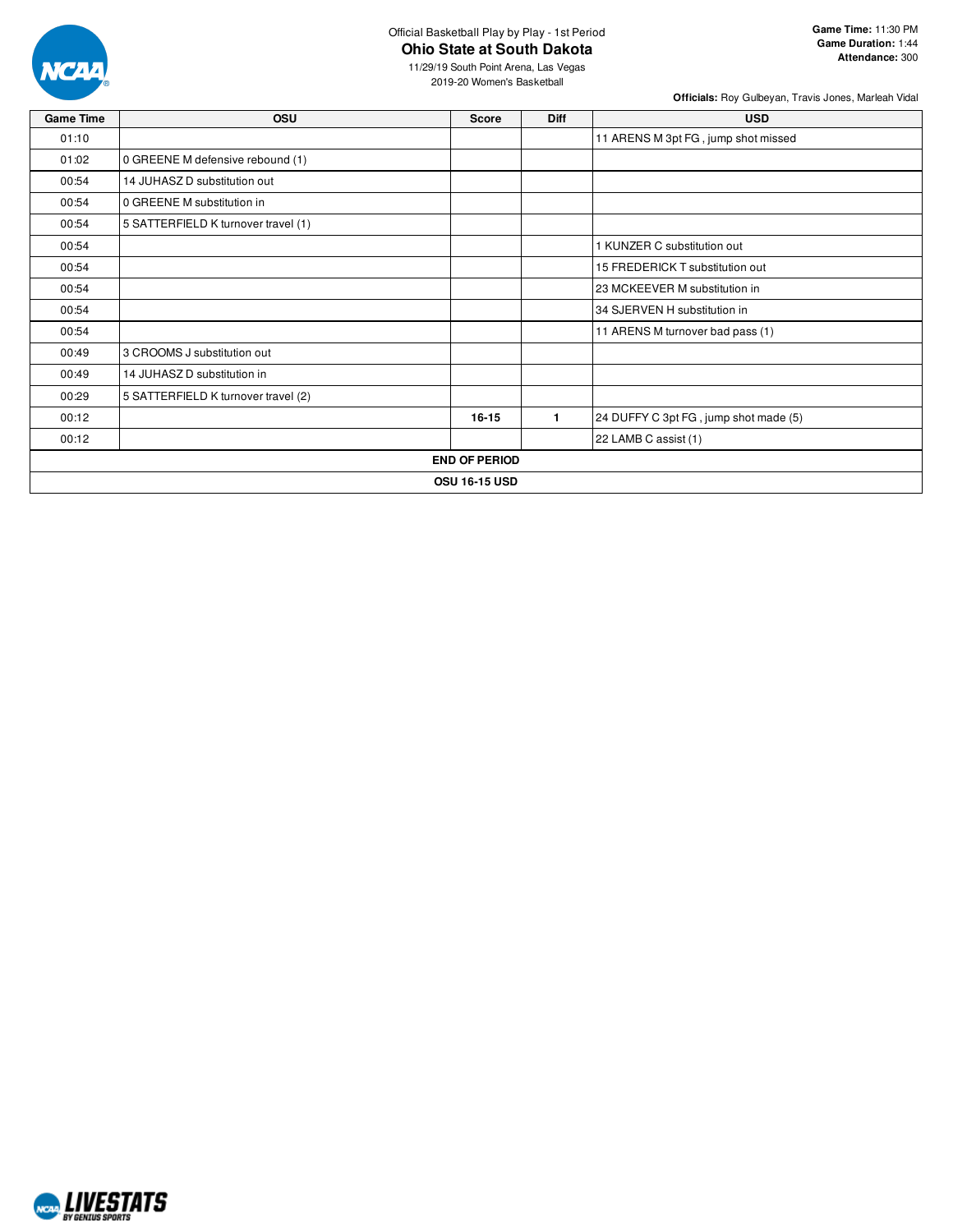Official Basketball Play by Play - 1st Period

# Ohio State at South Dakota

11/29/19 South Point Arena, Las Vegas
2019-20 Women's Basketball

**Game Time:** 11:30 PM
**Game Duration:** 1:44
**Attendance:** 300

**Officials:** Roy Gulbeyan, Travis Jones, Marleah Vidal

| Game Time | OSU | Score | Diff | USD |
|---|---|---|---|---|
| 01:10 | | | | 11 ARENS M 3pt FG , jump shot missed |
| 01:02 | 0 GREENE M defensive rebound (1) | | | |
| 00:54 | 14 JUHASZ D substitution out | | | |
| 00:54 | 0 GREENE M substitution in | | | |
| 00:54 | 5 SATTERFIELD K turnover travel (1) | | | |
| 00:54 | | | | 1 KUNZER C substitution out |
| 00:54 | | | | 15 FREDERICK T substitution out |
| 00:54 | | | | 23 MCKEEVER M substitution in |
| 00:54 | | | | 34 SJERVEN H substitution in |
| 00:54 | | | | 11 ARENS M turnover bad pass (1) |
| 00:49 | 3 CROOMS J substitution out | | | |
| 00:49 | 14 JUHASZ D substitution in | | | |
| 00:29 | 5 SATTERFIELD K turnover travel (2) | | | |
| 00:12 | | **16-15** | **1** | 24 DUFFY C 3pt FG , jump shot made (5) |
| 00:12 | | | | 22 LAMB C assist (1) |
| **END OF PERIOD** | | | | |
| **OSU 16-15 USD** | | | | |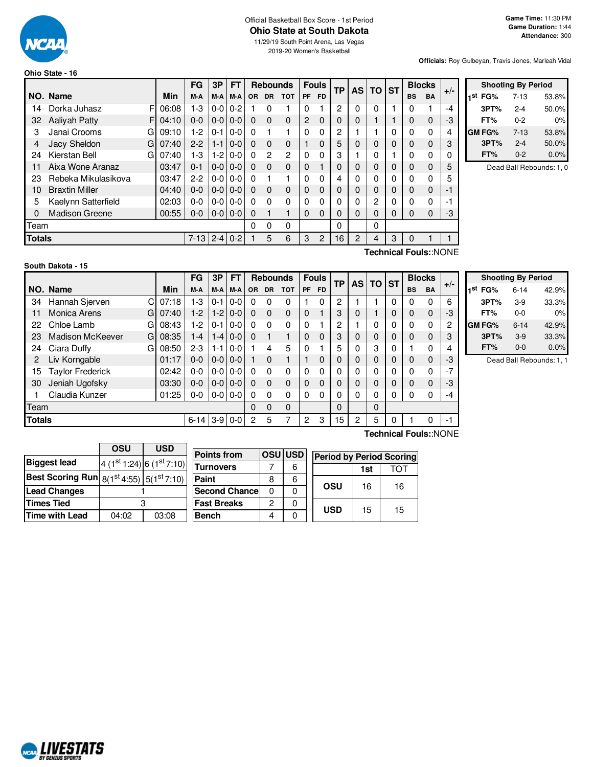Official Basketball Box Score - 1st Period

# Ohio State at South Dakota

11/29/19 South Point Arena, Las Vegas
2019-20 Women's Basketball

**Game Time:** 11:30 PM
**Game Duration:** 1:44
**Attendance:** 300

**Officials:** Roy Gulbeyan, Travis Jones, Marleah Vidal

## Ohio State - 16

| NO. | Name | | Min | FG M-A | 3P M-A | FT M-A | OR | DR | TOT | PF | FD | TP | AS | TO | ST | BS | BA | +/- |
|---|---|---|---|---|---|---|---|---|---|---|---|---|---|---|---|---|---|---|
| 14 | Dorka Juhasz | F | 06:08 | 1-3 | 0-0 | 0-2 | 1 | 0 | 1 | 0 | 1 | 2 | 0 | 0 | 1 | 0 | 1 | -4 |
| 32 | Aaliyah Patty | F | 04:10 | 0-0 | 0-0 | 0-0 | 0 | 0 | 0 | 2 | 0 | 0 | 0 | 1 | 1 | 0 | 0 | -3 |
| 3 | Janai Crooms | G | 09:10 | 1-2 | 0-1 | 0-0 | 0 | 1 | 1 | 0 | 0 | 2 | 1 | 1 | 0 | 0 | 0 | 4 |
| 4 | Jacy Sheldon | G | 07:40 | 2-2 | 1-1 | 0-0 | 0 | 0 | 0 | 1 | 0 | 5 | 0 | 0 | 0 | 0 | 0 | 3 |
| 24 | Kierstan Bell | G | 07:40 | 1-3 | 1-2 | 0-0 | 0 | 2 | 2 | 0 | 0 | 3 | 1 | 0 | 1 | 0 | 0 | 0 |
| 11 | Aixa Wone Aranaz | | 03:47 | 0-1 | 0-0 | 0-0 | 0 | 0 | 0 | 0 | 1 | 0 | 0 | 0 | 0 | 0 | 0 | 5 |
| 23 | Rebeka Mikulasikova | | 03:47 | 2-2 | 0-0 | 0-0 | 0 | 1 | 1 | 0 | 0 | 4 | 0 | 0 | 0 | 0 | 0 | 5 |
| 10 | Braxtin Miller | | 04:40 | 0-0 | 0-0 | 0-0 | 0 | 0 | 0 | 0 | 0 | 0 | 0 | 0 | 0 | 0 | 0 | -1 |
| 5 | Kaelynn Satterfield | | 02:03 | 0-0 | 0-0 | 0-0 | 0 | 0 | 0 | 0 | 0 | 0 | 0 | 2 | 0 | 0 | 0 | -1 |
| 0 | Madison Greene | | 00:55 | 0-0 | 0-0 | 0-0 | 0 | 1 | 1 | 0 | 0 | 0 | 0 | 0 | 0 | 0 | 0 | -3 |
| Team | | | | | | | 0 | 0 | 0 | | | 0 | | 0 | | | | |
| **Totals** | | | | 7-13 | 2-4 | 0-2 | 1 | 5 | 6 | 3 | 2 | 16 | 2 | 4 | 3 | 0 | 1 | 1 |

Technical Fouls::NONE

| Shooting By Period | | |
|---|---|---|
| 1st FG% | 7-13 | 53.8% |
| 3PT% | 2-4 | 50.0% |
| FT% | 0-2 | 0% |
| GM FG% | 7-13 | 53.8% |
| 3PT% | 2-4 | 50.0% |
| FT% | 0-2 | 0.0% |

Dead Ball Rebounds: 1, 0

## South Dakota - 15

| NO. | Name | | Min | FG M-A | 3P M-A | FT M-A | OR | DR | TOT | PF | FD | TP | AS | TO | ST | BS | BA | +/- |
|---|---|---|---|---|---|---|---|---|---|---|---|---|---|---|---|---|---|---|
| 34 | Hannah Sjerven | C | 07:18 | 1-3 | 0-1 | 0-0 | 0 | 0 | 0 | 1 | 0 | 2 | 1 | 1 | 0 | 0 | 0 | 6 |
| 11 | Monica Arens | G | 07:40 | 1-2 | 1-2 | 0-0 | 0 | 0 | 0 | 0 | 1 | 3 | 0 | 1 | 0 | 0 | 0 | -3 |
| 22 | Chloe Lamb | G | 08:43 | 1-2 | 0-1 | 0-0 | 0 | 0 | 0 | 0 | 1 | 2 | 1 | 0 | 0 | 0 | 0 | 2 |
| 23 | Madison McKeever | G | 08:35 | 1-4 | 1-4 | 0-0 | 0 | 1 | 1 | 0 | 0 | 3 | 0 | 0 | 0 | 0 | 0 | 3 |
| 24 | Ciara Duffy | G | 08:50 | 2-3 | 1-1 | 0-0 | 1 | 4 | 5 | 0 | 1 | 5 | 0 | 3 | 0 | 1 | 0 | 4 |
| 2 | Liv Korngable | | 01:17 | 0-0 | 0-0 | 0-0 | 1 | 0 | 1 | 1 | 0 | 0 | 0 | 0 | 0 | 0 | 0 | -3 |
| 15 | Taylor Frederick | | 02:42 | 0-0 | 0-0 | 0-0 | 0 | 0 | 0 | 0 | 0 | 0 | 0 | 0 | 0 | 0 | 0 | -7 |
| 30 | Jeniah Ugofsky | | 03:30 | 0-0 | 0-0 | 0-0 | 0 | 0 | 0 | 0 | 0 | 0 | 0 | 0 | 0 | 0 | 0 | -3 |
| 1 | Claudia Kunzer | | 01:25 | 0-0 | 0-0 | 0-0 | 0 | 0 | 0 | 0 | 0 | 0 | 0 | 0 | 0 | 0 | 0 | -4 |
| Team | | | | | | | 0 | 0 | 0 | | | 0 | | 0 | | | | |
| **Totals** | | | | 6-14 | 3-9 | 0-0 | 2 | 5 | 7 | 2 | 3 | 15 | 2 | 5 | 0 | 1 | 0 | -1 |

Technical Fouls::NONE

| Shooting By Period | | |
|---|---|---|
| 1st FG% | 6-14 | 42.9% |
| 3PT% | 3-9 | 33.3% |
| FT% | 0-0 | 0% |
| GM FG% | 6-14 | 42.9% |
| 3PT% | 3-9 | 33.3% |
| FT% | 0-0 | 0.0% |

Dead Ball Rebounds: 1, 1

| | OSU | USD |
|---|---|---|
| **Biggest lead** | 4 (1st 1:24) | 6 (1st 7:10) |
| **Best Scoring Run** | 8(1st 4:55) | 5(1st 7:10) |
| **Lead Changes** | 1 | |
| **Times Tied** | 3 | |
| **Time with Lead** | 04:02 | 03:08 |

| Points from | OSU | USD |
|---|---|---|
| Turnovers | 7 | 6 |
| Paint | 8 | 6 |
| Second Chance | 0 | 0 |
| Fast Breaks | 2 | 0 |
| Bench | 4 | 0 |

| Period by Period Scoring | 1st | TOT |
|---|---|---|
| OSU | 16 | 16 |
| USD | 15 | 15 |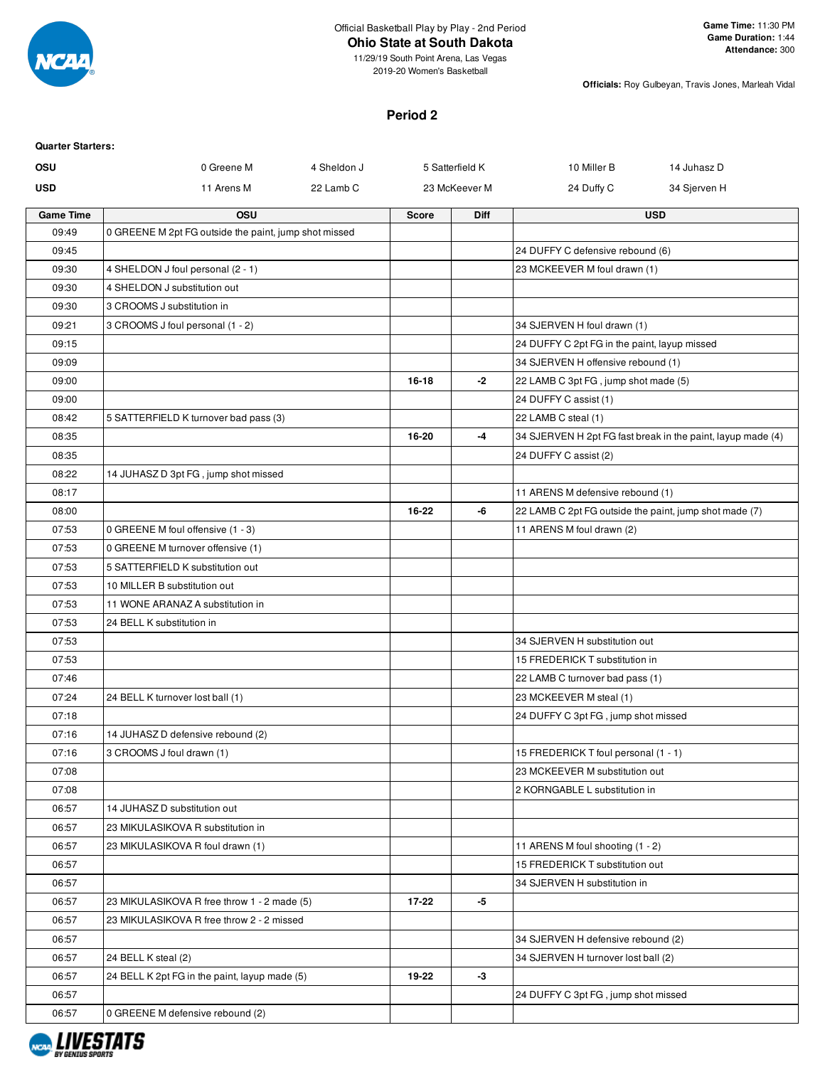Official Basketball Play by Play - 2nd Period

# Ohio State at South Dakota

11/29/19 South Point Arena, Las Vegas
2019-20 Women's Basketball

**Game Time:** 11:30 PM
**Game Duration:** 1:44
**Attendance:** 300

**Officials:** Roy Gulbeyan, Travis Jones, Marleah Vidal

## Period 2

**Quarter Starters:**

| | | | | | |
|---|---|---|---|---|---|
| **OSU** | 0 Greene M | 4 Sheldon J | 5 Satterfield K | 10 Miller B | 14 Juhasz D |
| **USD** | 11 Arens M | 22 Lamb C | 23 McKeever M | 24 Duffy C | 34 Sjerven H |

| Game Time | OSU | Score | Diff | USD |
|---|---|---|---|---|
| 09:49 | 0 GREENE M 2pt FG outside the paint, jump shot missed | | | |
| 09:45 | | | | 24 DUFFY C defensive rebound (6) |
| 09:30 | 4 SHELDON J foul personal (2 - 1) | | | 23 MCKEEVER M foul drawn (1) |
| 09:30 | 4 SHELDON J substitution out | | | |
| 09:30 | 3 CROOMS J substitution in | | | |
| 09:21 | 3 CROOMS J foul personal (1 - 2) | | | 34 SJERVEN H foul drawn (1) |
| 09:15 | | | | 24 DUFFY C 2pt FG in the paint, layup missed |
| 09:09 | | | | 34 SJERVEN H offensive rebound (1) |
| 09:00 | | 16-18 | -2 | 22 LAMB C 3pt FG , jump shot made (5) |
| 09:00 | | | | 24 DUFFY C assist (1) |
| 08:42 | 5 SATTERFIELD K turnover bad pass (3) | | | 22 LAMB C steal (1) |
| 08:35 | | 16-20 | -4 | 34 SJERVEN H 2pt FG fast break in the paint, layup made (4) |
| 08:35 | | | | 24 DUFFY C assist (2) |
| 08:22 | 14 JUHASZ D 3pt FG , jump shot missed | | | |
| 08:17 | | | | 11 ARENS M defensive rebound (1) |
| 08:00 | | 16-22 | -6 | 22 LAMB C 2pt FG outside the paint, jump shot made (7) |
| 07:53 | 0 GREENE M foul offensive (1 - 3) | | | 11 ARENS M foul drawn (2) |
| 07:53 | 0 GREENE M turnover offensive (1) | | | |
| 07:53 | 5 SATTERFIELD K substitution out | | | |
| 07:53 | 10 MILLER B substitution out | | | |
| 07:53 | 11 WONE ARANAZ A substitution in | | | |
| 07:53 | 24 BELL K substitution in | | | |
| 07:53 | | | | 34 SJERVEN H substitution out |
| 07:53 | | | | 15 FREDERICK T substitution in |
| 07:46 | | | | 22 LAMB C turnover bad pass (1) |
| 07:24 | 24 BELL K turnover lost ball (1) | | | 23 MCKEEVER M steal (1) |
| 07:18 | | | | 24 DUFFY C 3pt FG , jump shot missed |
| 07:16 | 14 JUHASZ D defensive rebound (2) | | | |
| 07:16 | 3 CROOMS J foul drawn (1) | | | 15 FREDERICK T foul personal (1 - 1) |
| 07:08 | | | | 23 MCKEEVER M substitution out |
| 07:08 | | | | 2 KORNGABLE L substitution in |
| 06:57 | 14 JUHASZ D substitution out | | | |
| 06:57 | 23 MIKULASIKOVA R substitution in | | | |
| 06:57 | 23 MIKULASIKOVA R foul drawn (1) | | | 11 ARENS M foul shooting (1 - 2) |
| 06:57 | | | | 15 FREDERICK T substitution out |
| 06:57 | | | | 34 SJERVEN H substitution in |
| 06:57 | 23 MIKULASIKOVA R free throw 1 - 2 made (5) | 17-22 | -5 | |
| 06:57 | 23 MIKULASIKOVA R free throw 2 - 2 missed | | | |
| 06:57 | | | | 34 SJERVEN H defensive rebound (2) |
| 06:57 | 24 BELL K steal (2) | | | 34 SJERVEN H turnover lost ball (2) |
| 06:57 | 24 BELL K 2pt FG in the paint, layup made (5) | 19-22 | -3 | |
| 06:57 | | | | 24 DUFFY C 3pt FG , jump shot missed |
| 06:57 | 0 GREENE M defensive rebound (2) | | | |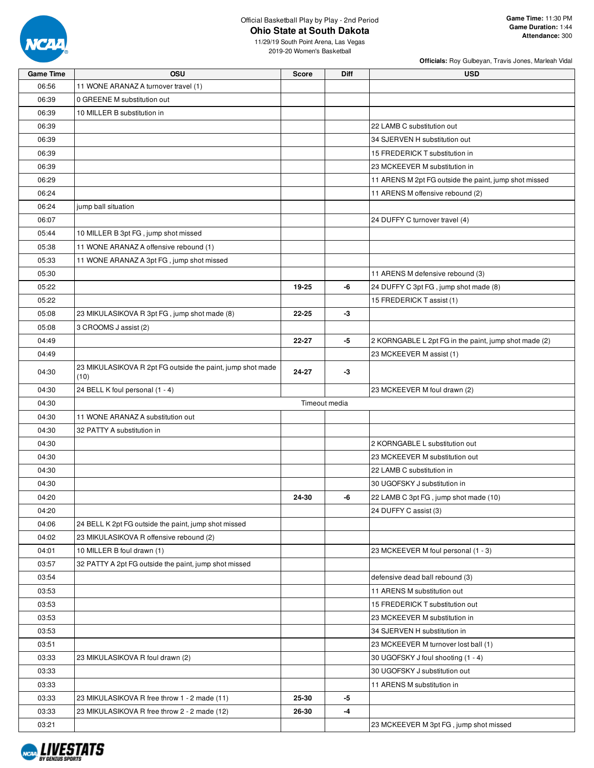Official Basketball Play by Play - 2nd Period

## Ohio State at South Dakota

11/29/19 South Point Arena, Las Vegas
2019-20 Women's Basketball

**Game Time:** 11:30 PM
**Game Duration:** 1:44
**Attendance:** 300

**Officials:** Roy Gulbeyan, Travis Jones, Marleah Vidal

| Game Time | OSU | Score | Diff | USD |
|---|---|---|---|---|
| 06:56 | 11 WONE ARANAZ A turnover travel (1) | | | |
| 06:39 | 0 GREENE M substitution out | | | |
| 06:39 | 10 MILLER B substitution in | | | |
| 06:39 | | | | 22 LAMB C substitution out |
| 06:39 | | | | 34 SJERVEN H substitution out |
| 06:39 | | | | 15 FREDERICK T substitution in |
| 06:39 | | | | 23 MCKEEVER M substitution in |
| 06:29 | | | | 11 ARENS M 2pt FG outside the paint, jump shot missed |
| 06:24 | | | | 11 ARENS M offensive rebound (2) |
| 06:24 | jump ball situation | | | |
| 06:07 | | | | 24 DUFFY C turnover travel (4) |
| 05:44 | 10 MILLER B 3pt FG , jump shot missed | | | |
| 05:38 | 11 WONE ARANAZ A offensive rebound (1) | | | |
| 05:33 | 11 WONE ARANAZ A 3pt FG , jump shot missed | | | |
| 05:30 | | | | 11 ARENS M defensive rebound (3) |
| 05:22 | | 19-25 | -6 | 24 DUFFY C 3pt FG , jump shot made (8) |
| 05:22 | | | | 15 FREDERICK T assist (1) |
| 05:08 | 23 MIKULASIKOVA R 3pt FG , jump shot made (8) | 22-25 | -3 | |
| 05:08 | 3 CROOMS J assist (2) | | | |
| 04:49 | | 22-27 | -5 | 2 KORNGABLE L 2pt FG in the paint, jump shot made (2) |
| 04:49 | | | | 23 MCKEEVER M assist (1) |
| 04:30 | 23 MIKULASIKOVA R 2pt FG outside the paint, jump shot made (10) | 24-27 | -3 | |
| 04:30 | 24 BELL K foul personal (1 - 4) | | | 23 MCKEEVER M foul drawn (2) |
| 04:30 | | Timeout media | | |
| 04:30 | 11 WONE ARANAZ A substitution out | | | |
| 04:30 | 32 PATTY A substitution in | | | |
| 04:30 | | | | 2 KORNGABLE L substitution out |
| 04:30 | | | | 23 MCKEEVER M substitution out |
| 04:30 | | | | 22 LAMB C substitution in |
| 04:30 | | | | 30 UGOFSKY J substitution in |
| 04:20 | | 24-30 | -6 | 22 LAMB C 3pt FG , jump shot made (10) |
| 04:20 | | | | 24 DUFFY C assist (3) |
| 04:06 | 24 BELL K 2pt FG outside the paint, jump shot missed | | | |
| 04:02 | 23 MIKULASIKOVA R offensive rebound (2) | | | |
| 04:01 | 10 MILLER B foul drawn (1) | | | 23 MCKEEVER M foul personal (1 - 3) |
| 03:57 | 32 PATTY A 2pt FG outside the paint, jump shot missed | | | |
| 03:54 | | | | defensive dead ball rebound (3) |
| 03:53 | | | | 11 ARENS M substitution out |
| 03:53 | | | | 15 FREDERICK T substitution out |
| 03:53 | | | | 23 MCKEEVER M substitution in |
| 03:53 | | | | 34 SJERVEN H substitution in |
| 03:51 | | | | 23 MCKEEVER M turnover lost ball (1) |
| 03:33 | 23 MIKULASIKOVA R foul drawn (2) | | | 30 UGOFSKY J foul shooting (1 - 4) |
| 03:33 | | | | 30 UGOFSKY J substitution out |
| 03:33 | | | | 11 ARENS M substitution in |
| 03:33 | 23 MIKULASIKOVA R free throw 1 - 2 made (11) | 25-30 | -5 | |
| 03:33 | 23 MIKULASIKOVA R free throw 2 - 2 made (12) | 26-30 | -4 | |
| 03:21 | | | | 23 MCKEEVER M 3pt FG , jump shot missed |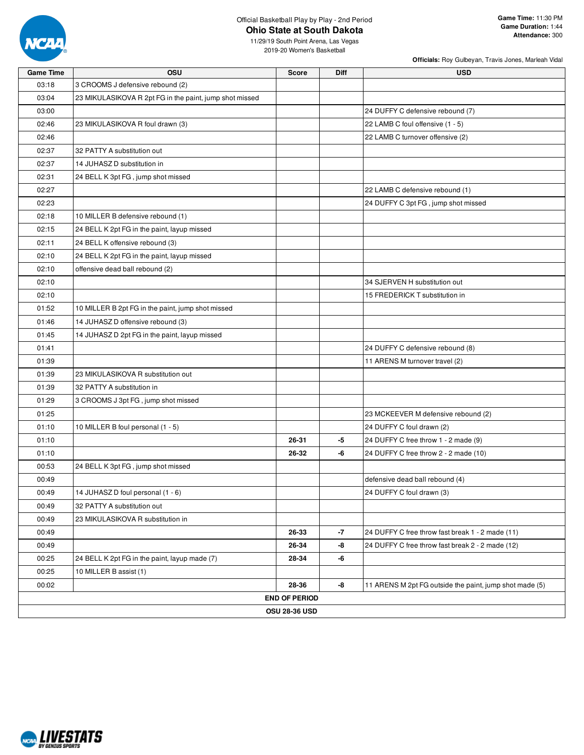Official Basketball Play by Play - 2nd Period

# Ohio State at South Dakota

11/29/19 South Point Arena, Las Vegas
2019-20 Women's Basketball

**Game Time:** 11:30 PM
**Game Duration:** 1:44
**Attendance:** 300

**Officials:** Roy Gulbeyan, Travis Jones, Marleah Vidal

| Game Time | OSU | Score | Diff | USD |
|---|---|---|---|---|
| 03:18 | 3 CROOMS J defensive rebound (2) | | | |
| 03:04 | 23 MIKULASIKOVA R 2pt FG in the paint, jump shot missed | | | |
| 03:00 | | | | 24 DUFFY C defensive rebound (7) |
| 02:46 | 23 MIKULASIKOVA R foul drawn (3) | | | 22 LAMB C foul offensive (1 - 5) |
| 02:46 | | | | 22 LAMB C turnover offensive (2) |
| 02:37 | 32 PATTY A substitution out | | | |
| 02:37 | 14 JUHASZ D substitution in | | | |
| 02:31 | 24 BELL K 3pt FG , jump shot missed | | | |
| 02:27 | | | | 22 LAMB C defensive rebound (1) |
| 02:23 | | | | 24 DUFFY C 3pt FG , jump shot missed |
| 02:18 | 10 MILLER B defensive rebound (1) | | | |
| 02:15 | 24 BELL K 2pt FG in the paint, layup missed | | | |
| 02:11 | 24 BELL K offensive rebound (3) | | | |
| 02:10 | 24 BELL K 2pt FG in the paint, layup missed | | | |
| 02:10 | offensive dead ball rebound (2) | | | |
| 02:10 | | | | 34 SJERVEN H substitution out |
| 02:10 | | | | 15 FREDERICK T substitution in |
| 01:52 | 10 MILLER B 2pt FG in the paint, jump shot missed | | | |
| 01:46 | 14 JUHASZ D offensive rebound (3) | | | |
| 01:45 | 14 JUHASZ D 2pt FG in the paint, layup missed | | | |
| 01:41 | | | | 24 DUFFY C defensive rebound (8) |
| 01:39 | | | | 11 ARENS M turnover travel (2) |
| 01:39 | 23 MIKULASIKOVA R substitution out | | | |
| 01:39 | 32 PATTY A substitution in | | | |
| 01:29 | 3 CROOMS J 3pt FG , jump shot missed | | | |
| 01:25 | | | | 23 MCKEEVER M defensive rebound (2) |
| 01:10 | 10 MILLER B foul personal (1 - 5) | | | 24 DUFFY C foul drawn (2) |
| 01:10 | | 26-31 | -5 | 24 DUFFY C free throw 1 - 2 made (9) |
| 01:10 | | 26-32 | -6 | 24 DUFFY C free throw 2 - 2 made (10) |
| 00:53 | 24 BELL K 3pt FG , jump shot missed | | | |
| 00:49 | | | | defensive dead ball rebound (4) |
| 00:49 | 14 JUHASZ D foul personal (1 - 6) | | | 24 DUFFY C foul drawn (3) |
| 00:49 | 32 PATTY A substitution out | | | |
| 00:49 | 23 MIKULASIKOVA R substitution in | | | |
| 00:49 | | 26-33 | -7 | 24 DUFFY C free throw fast break 1 - 2 made (11) |
| 00:49 | | 26-34 | -8 | 24 DUFFY C free throw fast break 2 - 2 made (12) |
| 00:25 | 24 BELL K 2pt FG in the paint, layup made (7) | 28-34 | -6 | |
| 00:25 | 10 MILLER B assist (1) | | | |
| 00:02 | | 28-36 | -8 | 11 ARENS M 2pt FG outside the paint, jump shot made (5) |
| END OF PERIOD | | | | |
| OSU 28-36 USD | | | | |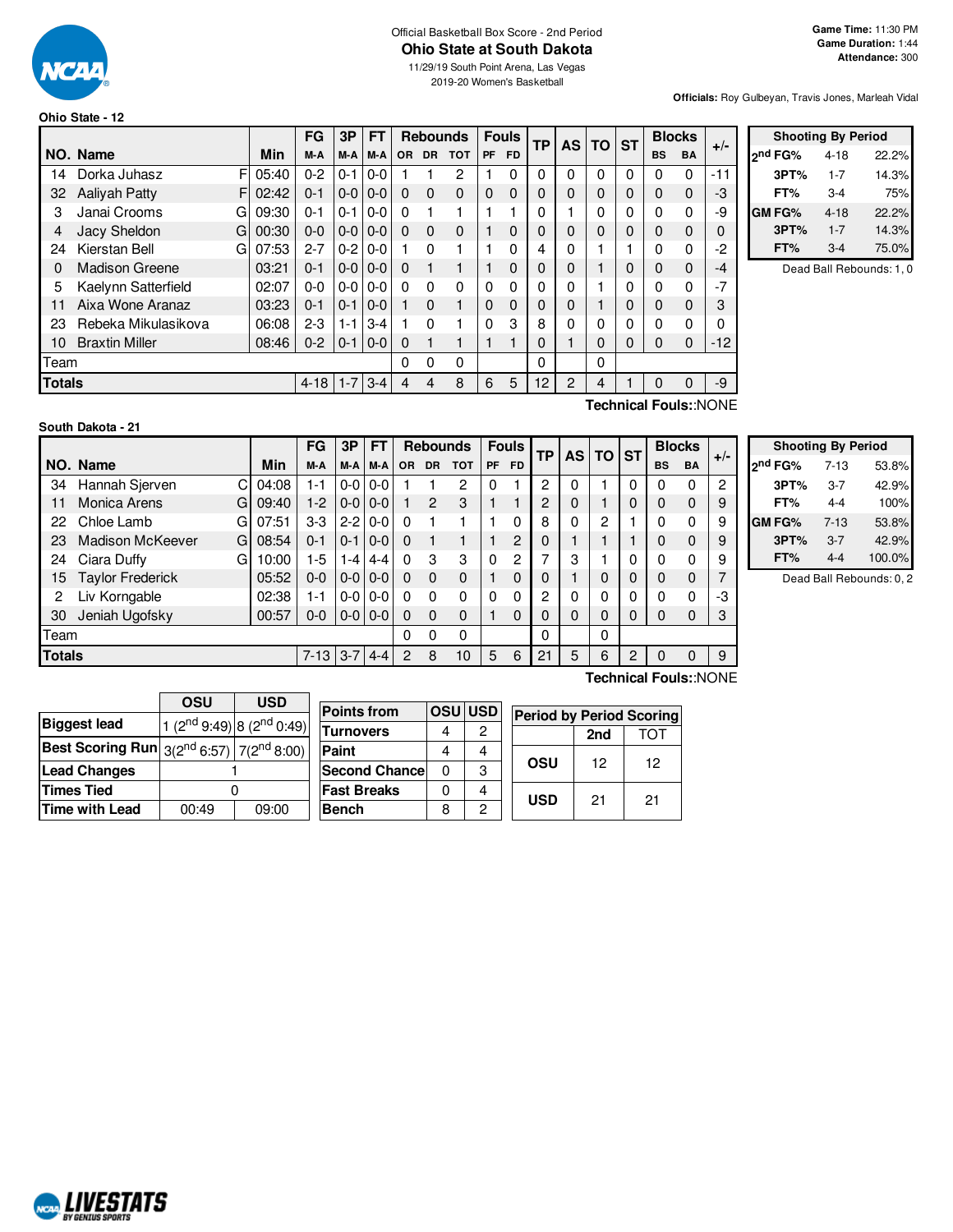Official Basketball Box Score - 2nd Period

# Ohio State at South Dakota

11/29/19 South Point Arena, Las Vegas

2019-20 Women's Basketball

**Game Time:** 11:30 PM
**Game Duration:** 1:44
**Attendance:** 300

**Officials:** Roy Gulbeyan, Travis Jones, Marleah Vidal

## Ohio State - 12

| NO. | Name | | Min | FG M-A | 3P M-A | FT M-A | Rebounds OR | DR | TOT | Fouls PF | FD | TP | AS | TO | ST | Blocks BS | BA | +/- |
|---|---|---|---|---|---|---|---|---|---|---|---|---|---|---|---|---|---|---|
| 14 | Dorka Juhasz | F | 05:40 | 0-2 | 0-1 | 0-0 | 1 | 1 | 2 | 1 | 0 | 0 | 0 | 0 | 0 | 0 | 0 | -11 |
| 32 | Aaliyah Patty | F | 02:42 | 0-1 | 0-0 | 0-0 | 0 | 0 | 0 | 0 | 0 | 0 | 0 | 0 | 0 | 0 | 0 | -3 |
| 3 | Janai Crooms | G | 09:30 | 0-1 | 0-1 | 0-0 | 0 | 1 | 1 | 1 | 1 | 0 | 1 | 0 | 0 | 0 | 0 | -9 |
| 4 | Jacy Sheldon | G | 00:30 | 0-0 | 0-0 | 0-0 | 0 | 0 | 0 | 1 | 0 | 0 | 0 | 0 | 0 | 0 | 0 | 0 |
| 24 | Kierstan Bell | G | 07:53 | 2-7 | 0-2 | 0-0 | 1 | 0 | 1 | 1 | 0 | 4 | 0 | 1 | 1 | 0 | 0 | -2 |
| 0 | Madison Greene | | 03:21 | 0-1 | 0-0 | 0-0 | 0 | 1 | 1 | 1 | 0 | 0 | 0 | 1 | 0 | 0 | 0 | -4 |
| 5 | Kaelynn Satterfield | | 02:07 | 0-0 | 0-0 | 0-0 | 0 | 0 | 0 | 0 | 0 | 0 | 0 | 1 | 0 | 0 | 0 | -7 |
| 11 | Aixa Wone Aranaz | | 03:23 | 0-1 | 0-1 | 0-0 | 1 | 0 | 1 | 0 | 0 | 0 | 0 | 1 | 0 | 0 | 0 | 3 |
| 23 | Rebeka Mikulasikova | | 06:08 | 2-3 | 1-1 | 3-4 | 1 | 0 | 1 | 0 | 3 | 8 | 0 | 0 | 0 | 0 | 0 | 0 |
| 10 | Braxtin Miller | | 08:46 | 0-2 | 0-1 | 0-0 | 0 | 1 | 1 | 1 | 1 | 0 | 1 | 0 | 0 | 0 | 0 | -12 |
| | Team | | | | | | 0 | 0 | 0 | | | 0 | | 0 | | | | |
| | **Totals** | | | 4-18 | 1-7 | 3-4 | 4 | 4 | 8 | 6 | 5 | 12 | 2 | 4 | 1 | 0 | 0 | -9 |

**Technical Fouls:**:NONE

| Shooting By Period | | |
|---|---|---|
| 2nd FG% | 4-18 | 22.2% |
| 3PT% | 1-7 | 14.3% |
| FT% | 3-4 | 75% |
| GM FG% | 4-18 | 22.2% |
| 3PT% | 1-7 | 14.3% |
| FT% | 3-4 | 75.0% |

Dead Ball Rebounds: 1, 0

## South Dakota - 21

| NO. | Name | | Min | FG M-A | 3P M-A | FT M-A | Rebounds OR | DR | TOT | Fouls PF | FD | TP | AS | TO | ST | Blocks BS | BA | +/- |
|---|---|---|---|---|---|---|---|---|---|---|---|---|---|---|---|---|---|---|
| 34 | Hannah Sjerven | C | 04:08 | 1-1 | 0-0 | 0-0 | 1 | 1 | 2 | 0 | 1 | 2 | 0 | 1 | 0 | 0 | 0 | 2 |
| 11 | Monica Arens | G | 09:40 | 1-2 | 0-0 | 0-0 | 1 | 2 | 3 | 1 | 1 | 2 | 0 | 1 | 0 | 0 | 0 | 9 |
| 22 | Chloe Lamb | G | 07:51 | 3-3 | 2-2 | 0-0 | 0 | 1 | 1 | 1 | 0 | 8 | 0 | 2 | 1 | 0 | 0 | 9 |
| 23 | Madison McKeever | G | 08:54 | 0-1 | 0-1 | 0-0 | 0 | 1 | 1 | 1 | 2 | 0 | 1 | 1 | 1 | 0 | 0 | 9 |
| 24 | Ciara Duffy | G | 10:00 | 1-5 | 1-4 | 4-4 | 0 | 3 | 3 | 0 | 2 | 7 | 3 | 1 | 0 | 0 | 0 | 9 |
| 15 | Taylor Frederick | | 05:52 | 0-0 | 0-0 | 0-0 | 0 | 0 | 0 | 1 | 0 | 0 | 1 | 0 | 0 | 0 | 0 | 7 |
| 2 | Liv Korngable | | 02:38 | 1-1 | 0-0 | 0-0 | 0 | 0 | 0 | 0 | 0 | 2 | 0 | 0 | 0 | 0 | 0 | -3 |
| 30 | Jeniah Ugofsky | | 00:57 | 0-0 | 0-0 | 0-0 | 0 | 0 | 0 | 1 | 0 | 0 | 0 | 0 | 0 | 0 | 0 | 3 |
| | Team | | | | | | 0 | 0 | 0 | | | 0 | | 0 | | | | |
| | **Totals** | | | 7-13 | 3-7 | 4-4 | 2 | 8 | 10 | 5 | 6 | 21 | 5 | 6 | 2 | 0 | 0 | 9 |

**Technical Fouls:**:NONE

| Shooting By Period | | |
|---|---|---|
| 2nd FG% | 7-13 | 53.8% |
| 3PT% | 3-7 | 42.9% |
| FT% | 4-4 | 100% |
| GM FG% | 7-13 | 53.8% |
| 3PT% | 3-7 | 42.9% |
| FT% | 4-4 | 100.0% |

Dead Ball Rebounds: 0, 2

| | OSU | USD |
|---|---|---|
| Biggest lead | 1 (2nd 9:49) | 8 (2nd 0:49) |
| Best Scoring Run | 3(2nd 6:57) | 7(2nd 8:00) |
| Lead Changes | 1 | |
| Times Tied | 0 | |
| Time with Lead | 00:49 | 09:00 |

| Points from | OSU | USD |
|---|---|---|
| Turnovers | 4 | 2 |
| Paint | 4 | 4 |
| Second Chance | 0 | 3 |
| Fast Breaks | 0 | 4 |
| Bench | 8 | 2 |

| Period by Period Scoring | 2nd | TOT |
|---|---|---|
| OSU | 12 | 12 |
| USD | 21 | 21 |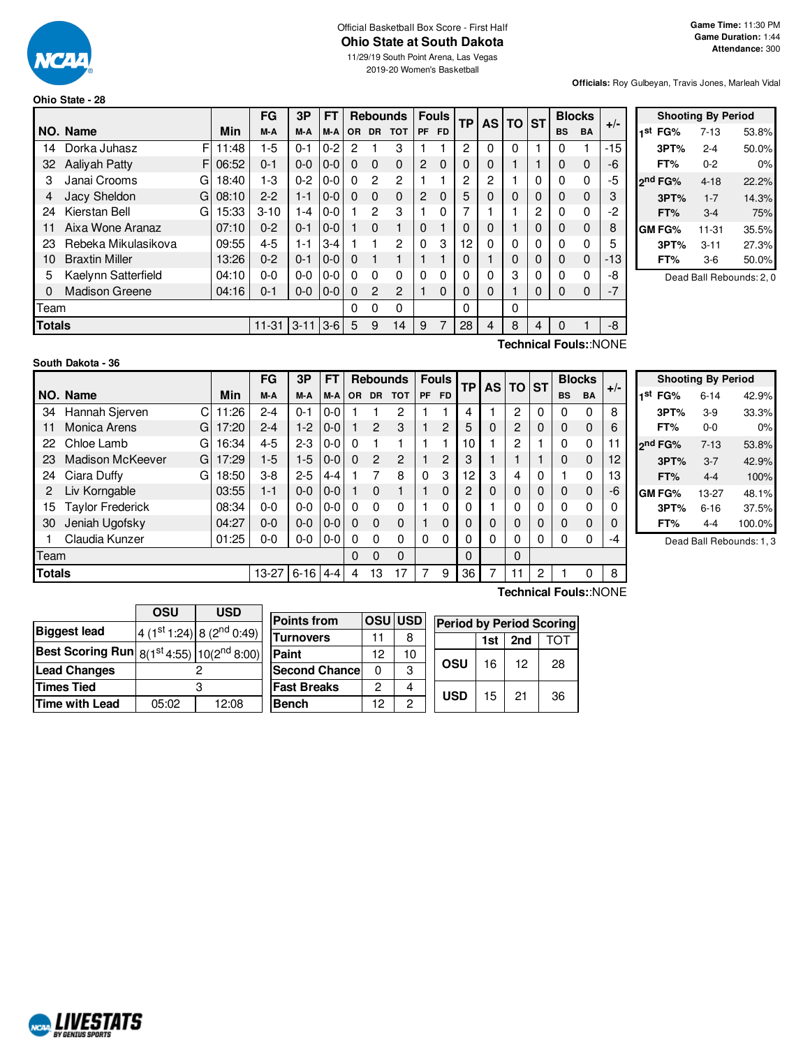Official Basketball Box Score - First Half

# Ohio State at South Dakota

11/29/19 South Point Arena, Las Vegas
2019-20 Women's Basketball

**Game Time:** 11:30 PM
**Game Duration:** 1:44
**Attendance:** 300

**Officials:** Roy Gulbeyan, Travis Jones, Marleah Vidal

### Ohio State - 28

| NO. | Name | | Min | FG M-A | 3P M-A | FT M-A | OR | DR | TOT | PF | FD | TP | AS | TO | ST | BS | BA | +/- |
|---|---|---|---|---|---|---|---|---|---|---|---|---|---|---|---|---|---|---|
| 14 | Dorka Juhasz | F | 11:48 | 1-5 | 0-1 | 0-2 | 2 | 1 | 3 | 1 | 1 | 2 | 0 | 0 | 1 | 0 | 1 | -15 |
| 32 | Aaliyah Patty | F | 06:52 | 0-1 | 0-0 | 0-0 | 0 | 0 | 0 | 2 | 0 | 0 | 0 | 1 | 1 | 0 | 0 | -6 |
| 3 | Janai Crooms | G | 18:40 | 1-3 | 0-2 | 0-0 | 0 | 2 | 2 | 1 | 1 | 2 | 2 | 1 | 0 | 0 | 0 | -5 |
| 4 | Jacy Sheldon | G | 08:10 | 2-2 | 1-1 | 0-0 | 0 | 0 | 0 | 2 | 0 | 5 | 0 | 0 | 0 | 0 | 0 | 3 |
| 24 | Kierstan Bell | G | 15:33 | 3-10 | 1-4 | 0-0 | 1 | 2 | 3 | 1 | 0 | 7 | 1 | 1 | 2 | 0 | 0 | -2 |
| 11 | Aixa Wone Aranaz | | 07:10 | 0-2 | 0-1 | 0-0 | 1 | 0 | 1 | 0 | 1 | 0 | 0 | 1 | 0 | 0 | 0 | 8 |
| 23 | Rebeka Mikulasikova | | 09:55 | 4-5 | 1-1 | 3-4 | 1 | 1 | 2 | 0 | 3 | 12 | 0 | 0 | 0 | 0 | 0 | 5 |
| 10 | Braxtin Miller | | 13:26 | 0-2 | 0-1 | 0-0 | 0 | 1 | 1 | 1 | 1 | 0 | 1 | 0 | 0 | 0 | 0 | -13 |
| 5 | Kaelynn Satterfield | | 04:10 | 0-0 | 0-0 | 0-0 | 0 | 0 | 0 | 0 | 0 | 0 | 0 | 3 | 0 | 0 | 0 | -8 |
| 0 | Madison Greene | | 04:16 | 0-1 | 0-0 | 0-0 | 0 | 2 | 2 | 1 | 0 | 0 | 0 | 1 | 0 | 0 | 0 | -7 |
| | Team | | | | | | 0 | 0 | 0 | | | 0 | | 0 | | | | |
| | **Totals** | | | 11-31 | 3-11 | 3-6 | 5 | 9 | 14 | 9 | 7 | 28 | 4 | 8 | 4 | 0 | 1 | -8 |

**Technical Fouls:**:NONE

| Shooting By Period | | |
|---|---|---|
| 1st FG% | 7-13 | 53.8% |
| 3PT% | 2-4 | 50.0% |
| FT% | 0-2 | 0% |
| 2nd FG% | 4-18 | 22.2% |
| 3PT% | 1-7 | 14.3% |
| FT% | 3-4 | 75% |
| GM FG% | 11-31 | 35.5% |
| 3PT% | 3-11 | 27.3% |
| FT% | 3-6 | 50.0% |

Dead Ball Rebounds: 2, 0

### South Dakota - 36

| NO. | Name | | Min | FG M-A | 3P M-A | FT M-A | OR | DR | TOT | PF | FD | TP | AS | TO | ST | BS | BA | +/- |
|---|---|---|---|---|---|---|---|---|---|---|---|---|---|---|---|---|---|---|
| 34 | Hannah Sjerven | C | 11:26 | 2-4 | 0-1 | 0-0 | 1 | 1 | 2 | 1 | 1 | 4 | 1 | 2 | 0 | 0 | 0 | 8 |
| 11 | Monica Arens | G | 17:20 | 2-4 | 1-2 | 0-0 | 1 | 2 | 3 | 1 | 2 | 5 | 0 | 2 | 0 | 0 | 0 | 6 |
| 22 | Chloe Lamb | G | 16:34 | 4-5 | 2-3 | 0-0 | 0 | 1 | 1 | 1 | 1 | 10 | 1 | 2 | 1 | 0 | 0 | 11 |
| 23 | Madison McKeever | G | 17:29 | 1-5 | 1-5 | 0-0 | 0 | 2 | 2 | 1 | 2 | 3 | 1 | 1 | 1 | 0 | 0 | 12 |
| 24 | Ciara Duffy | G | 18:50 | 3-8 | 2-5 | 4-4 | 1 | 7 | 8 | 0 | 3 | 12 | 3 | 4 | 0 | 1 | 0 | 13 |
| 2 | Liv Korngable | | 03:55 | 1-1 | 0-0 | 0-0 | 1 | 0 | 1 | 1 | 0 | 2 | 0 | 0 | 0 | 0 | 0 | -6 |
| 15 | Taylor Frederick | | 08:34 | 0-0 | 0-0 | 0-0 | 0 | 0 | 0 | 1 | 0 | 0 | 1 | 0 | 0 | 0 | 0 | 0 |
| 30 | Jeniah Ugofsky | | 04:27 | 0-0 | 0-0 | 0-0 | 0 | 0 | 0 | 1 | 0 | 0 | 0 | 0 | 0 | 0 | 0 | 0 |
| 1 | Claudia Kunzer | | 01:25 | 0-0 | 0-0 | 0-0 | 0 | 0 | 0 | 0 | 0 | 0 | 0 | 0 | 0 | 0 | 0 | -4 |
| | Team | | | | | | 0 | 0 | 0 | | | 0 | | 0 | | | | |
| | **Totals** | | | 13-27 | 6-16 | 4-4 | 4 | 13 | 17 | 7 | 9 | 36 | 7 | 11 | 2 | 1 | 0 | 8 |

**Technical Fouls:**:NONE

| Shooting By Period | | |
|---|---|---|
| 1st FG% | 6-14 | 42.9% |
| 3PT% | 3-9 | 33.3% |
| FT% | 0-0 | 0% |
| 2nd FG% | 7-13 | 53.8% |
| 3PT% | 3-7 | 42.9% |
| FT% | 4-4 | 100% |
| GM FG% | 13-27 | 48.1% |
| 3PT% | 6-16 | 37.5% |
| FT% | 4-4 | 100.0% |

Dead Ball Rebounds: 1, 3

| | OSU | USD |
|---|---|---|
| Biggest lead | 4 (1st 1:24) | 8 (2nd 0:49) |
| Best Scoring Run | 8(1st 4:55) | 10(2nd 8:00) |
| Lead Changes | 2 | |
| Times Tied | 3 | |
| Time with Lead | 05:02 | 12:08 |

| Points from | OSU | USD |
|---|---|---|
| Turnovers | 11 | 8 |
| Paint | 12 | 10 |
| Second Chance | 0 | 3 |
| Fast Breaks | 2 | 4 |
| Bench | 12 | 2 |

| Period by Period Scoring | 1st | 2nd | TOT |
|---|---|---|---|
| OSU | 16 | 12 | 28 |
| USD | 15 | 21 | 36 |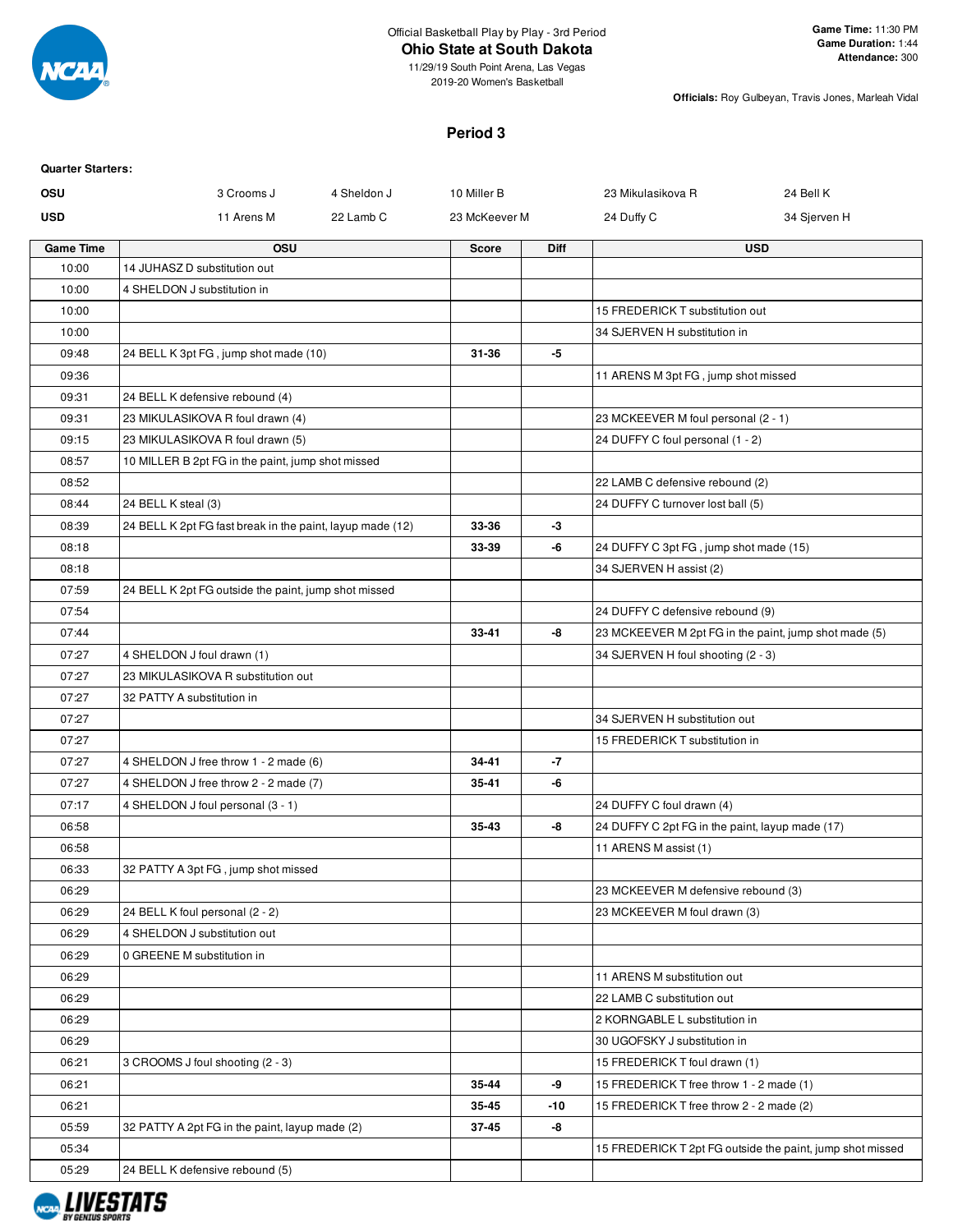Official Basketball Play by Play - 3rd Period

**Ohio State at South Dakota**

11/29/19 South Point Arena, Las Vegas

2019-20 Women's Basketball

**Game Time:** 11:30 PM
**Game Duration:** 1:44
**Attendance:** 300

**Officials:** Roy Gulbeyan, Travis Jones, Marleah Vidal

## Period 3

**Quarter Starters:**

| | | | | | |
|---|---|---|---|---|---|
| **OSU** | 3 Crooms J | 4 Sheldon J | 10 Miller B | 23 Mikulasikova R | 24 Bell K |
| **USD** | 11 Arens M | 22 Lamb C | 23 McKeever M | 24 Duffy C | 34 Sjerven H |

| Game Time | OSU | Score | Diff | USD |
|---|---|---|---|---|
| 10:00 | 14 JUHASZ D substitution out | | | |
| 10:00 | 4 SHELDON J substitution in | | | |
| 10:00 | | | | 15 FREDERICK T substitution out |
| 10:00 | | | | 34 SJERVEN H substitution in |
| 09:48 | 24 BELL K 3pt FG , jump shot made (10) | 31-36 | -5 | |
| 09:36 | | | | 11 ARENS M 3pt FG , jump shot missed |
| 09:31 | 24 BELL K defensive rebound (4) | | | |
| 09:31 | 23 MIKULASIKOVA R foul drawn (4) | | | 23 MCKEEVER M foul personal (2 - 1) |
| 09:15 | 23 MIKULASIKOVA R foul drawn (5) | | | 24 DUFFY C foul personal (1 - 2) |
| 08:57 | 10 MILLER B 2pt FG in the paint, jump shot missed | | | |
| 08:52 | | | | 22 LAMB C defensive rebound (2) |
| 08:44 | 24 BELL K steal (3) | | | 24 DUFFY C turnover lost ball (5) |
| 08:39 | 24 BELL K 2pt FG fast break in the paint, layup made (12) | 33-36 | -3 | |
| 08:18 | | 33-39 | -6 | 24 DUFFY C 3pt FG , jump shot made (15) |
| 08:18 | | | | 34 SJERVEN H assist (2) |
| 07:59 | 24 BELL K 2pt FG outside the paint, jump shot missed | | | |
| 07:54 | | | | 24 DUFFY C defensive rebound (9) |
| 07:44 | | 33-41 | -8 | 23 MCKEEVER M 2pt FG in the paint, jump shot made (5) |
| 07:27 | 4 SHELDON J foul drawn (1) | | | 34 SJERVEN H foul shooting (2 - 3) |
| 07:27 | 23 MIKULASIKOVA R substitution out | | | |
| 07:27 | 32 PATTY A substitution in | | | |
| 07:27 | | | | 34 SJERVEN H substitution out |
| 07:27 | | | | 15 FREDERICK T substitution in |
| 07:27 | 4 SHELDON J free throw 1 - 2 made (6) | 34-41 | -7 | |
| 07:27 | 4 SHELDON J free throw 2 - 2 made (7) | 35-41 | -6 | |
| 07:17 | 4 SHELDON J foul personal (3 - 1) | | | 24 DUFFY C foul drawn (4) |
| 06:58 | | 35-43 | -8 | 24 DUFFY C 2pt FG in the paint, layup made (17) |
| 06:58 | | | | 11 ARENS M assist (1) |
| 06:33 | 32 PATTY A 3pt FG , jump shot missed | | | |
| 06:29 | | | | 23 MCKEEVER M defensive rebound (3) |
| 06:29 | 24 BELL K foul personal (2 - 2) | | | 23 MCKEEVER M foul drawn (3) |
| 06:29 | 4 SHELDON J substitution out | | | |
| 06:29 | 0 GREENE M substitution in | | | |
| 06:29 | | | | 11 ARENS M substitution out |
| 06:29 | | | | 22 LAMB C substitution out |
| 06:29 | | | | 2 KORNGABLE L substitution in |
| 06:29 | | | | 30 UGOFSKY J substitution in |
| 06:21 | 3 CROOMS J foul shooting (2 - 3) | | | 15 FREDERICK T foul drawn (1) |
| 06:21 | | 35-44 | -9 | 15 FREDERICK T free throw 1 - 2 made (1) |
| 06:21 | | 35-45 | -10 | 15 FREDERICK T free throw 2 - 2 made (2) |
| 05:59 | 32 PATTY A 2pt FG in the paint, layup made (2) | 37-45 | -8 | |
| 05:34 | | | | 15 FREDERICK T 2pt FG outside the paint, jump shot missed |
| 05:29 | 24 BELL K defensive rebound (5) | | | |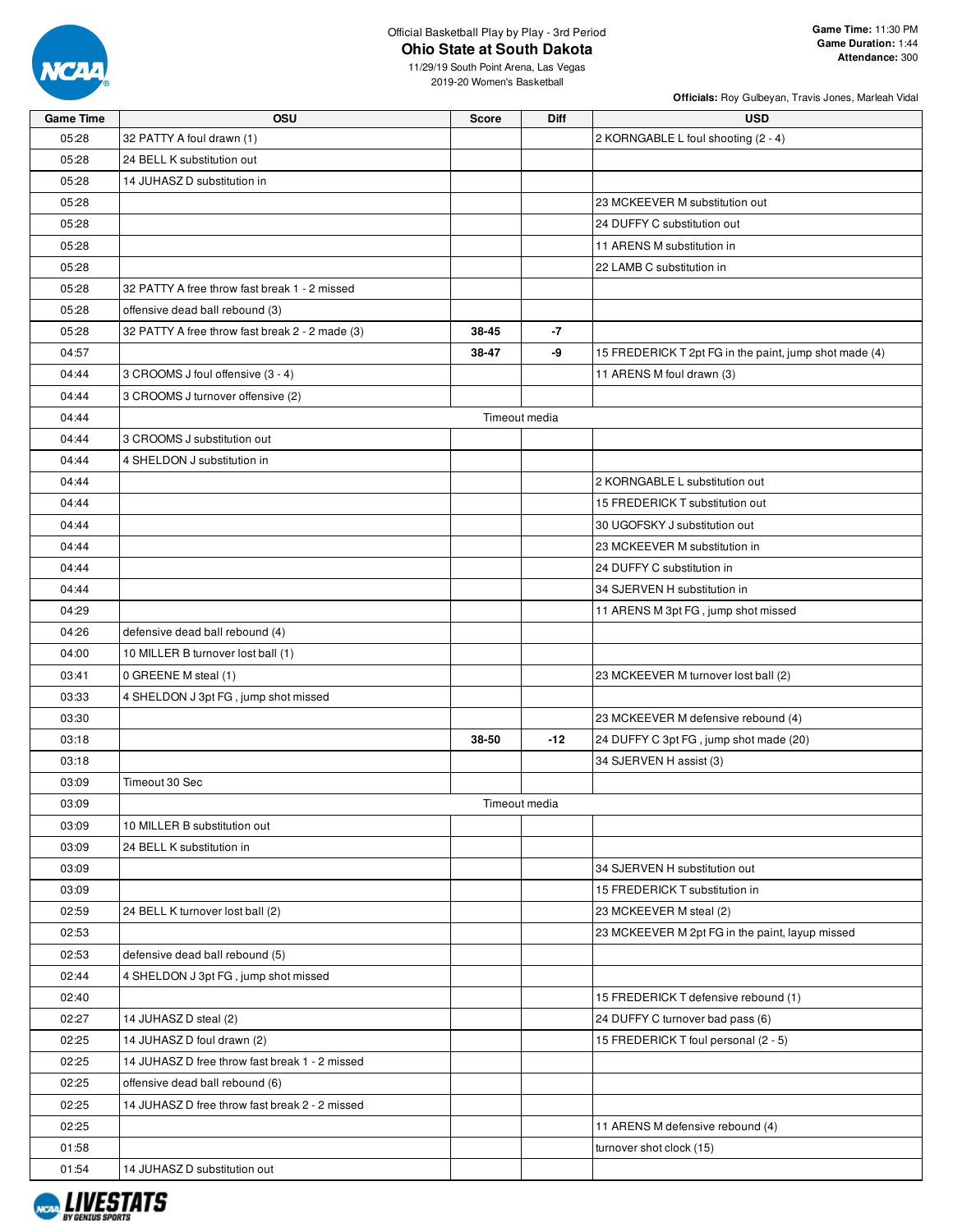Official Basketball Play by Play - 3rd Period

# Ohio State at South Dakota

11/29/19 South Point Arena, Las Vegas
2019-20 Women's Basketball

**Game Time:** 11:30 PM
**Game Duration:** 1:44
**Attendance:** 300

**Officials:** Roy Gulbeyan, Travis Jones, Marleah Vidal

| Game Time | OSU | Score | Diff | USD |
|---|---|---|---|---|
| 05:28 | 32 PATTY A foul drawn (1) | | | 2 KORNGABLE L foul shooting (2 - 4) |
| 05:28 | 24 BELL K substitution out | | | |
| 05:28 | 14 JUHASZ D substitution in | | | |
| 05:28 | | | | 23 MCKEEVER M substitution out |
| 05:28 | | | | 24 DUFFY C substitution out |
| 05:28 | | | | 11 ARENS M substitution in |
| 05:28 | | | | 22 LAMB C substitution in |
| 05:28 | 32 PATTY A free throw fast break 1 - 2 missed | | | |
| 05:28 | offensive dead ball rebound (3) | | | |
| 05:28 | 32 PATTY A free throw fast break 2 - 2 made (3) | 38-45 | -7 | |
| 04:57 | | 38-47 | -9 | 15 FREDERICK T 2pt FG in the paint, jump shot made (4) |
| 04:44 | 3 CROOMS J foul offensive (3 - 4) | | | 11 ARENS M foul drawn (3) |
| 04:44 | 3 CROOMS J turnover offensive (2) | | | |
| 04:44 | Timeout media | | | |
| 04:44 | 3 CROOMS J substitution out | | | |
| 04:44 | 4 SHELDON J substitution in | | | |
| 04:44 | | | | 2 KORNGABLE L substitution out |
| 04:44 | | | | 15 FREDERICK T substitution out |
| 04:44 | | | | 30 UGOFSKY J substitution out |
| 04:44 | | | | 23 MCKEEVER M substitution in |
| 04:44 | | | | 24 DUFFY C substitution in |
| 04:44 | | | | 34 SJERVEN H substitution in |
| 04:29 | | | | 11 ARENS M 3pt FG , jump shot missed |
| 04:26 | defensive dead ball rebound (4) | | | |
| 04:00 | 10 MILLER B turnover lost ball (1) | | | |
| 03:41 | 0 GREENE M steal (1) | | | 23 MCKEEVER M turnover lost ball (2) |
| 03:33 | 4 SHELDON J 3pt FG , jump shot missed | | | |
| 03:30 | | | | 23 MCKEEVER M defensive rebound (4) |
| 03:18 | | 38-50 | -12 | 24 DUFFY C 3pt FG , jump shot made (20) |
| 03:18 | | | | 34 SJERVEN H assist (3) |
| 03:09 | Timeout 30 Sec | | | |
| 03:09 | Timeout media | | | |
| 03:09 | 10 MILLER B substitution out | | | |
| 03:09 | 24 BELL K substitution in | | | |
| 03:09 | | | | 34 SJERVEN H substitution out |
| 03:09 | | | | 15 FREDERICK T substitution in |
| 02:59 | 24 BELL K turnover lost ball (2) | | | 23 MCKEEVER M steal (2) |
| 02:53 | | | | 23 MCKEEVER M 2pt FG in the paint, layup missed |
| 02:53 | defensive dead ball rebound (5) | | | |
| 02:44 | 4 SHELDON J 3pt FG , jump shot missed | | | |
| 02:40 | | | | 15 FREDERICK T defensive rebound (1) |
| 02:27 | 14 JUHASZ D steal (2) | | | 24 DUFFY C turnover bad pass (6) |
| 02:25 | 14 JUHASZ D foul drawn (2) | | | 15 FREDERICK T foul personal (2 - 5) |
| 02:25 | 14 JUHASZ D free throw fast break 1 - 2 missed | | | |
| 02:25 | offensive dead ball rebound (6) | | | |
| 02:25 | 14 JUHASZ D free throw fast break 2 - 2 missed | | | |
| 02:25 | | | | 11 ARENS M defensive rebound (4) |
| 01:58 | | | | turnover shot clock (15) |
| 01:54 | 14 JUHASZ D substitution out | | | |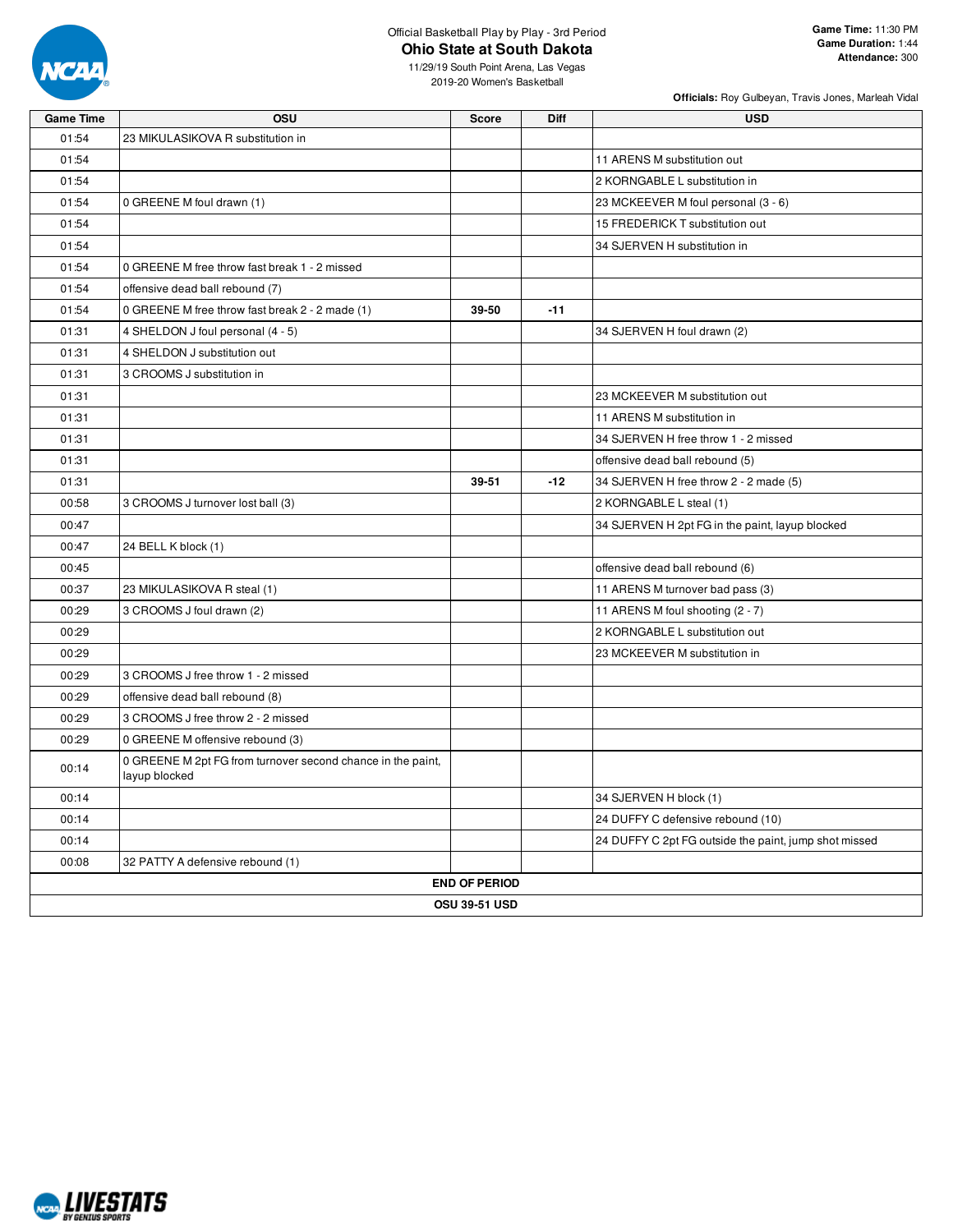Official Basketball Play by Play - 3rd Period

# Ohio State at South Dakota

11/29/19 South Point Arena, Las Vegas
2019-20 Women's Basketball

**Game Time:** 11:30 PM
**Game Duration:** 1:44
**Attendance:** 300

**Officials:** Roy Gulbeyan, Travis Jones, Marleah Vidal

| Game Time | OSU | Score | Diff | USD |
|---|---|---|---|---|
| 01:54 | 23 MIKULASIKOVA R substitution in | | | |
| 01:54 | | | | 11 ARENS M substitution out |
| 01:54 | | | | 2 KORNGABLE L substitution in |
| 01:54 | 0 GREENE M foul drawn (1) | | | 23 MCKEEVER M foul personal (3 - 6) |
| 01:54 | | | | 15 FREDERICK T substitution out |
| 01:54 | | | | 34 SJERVEN H substitution in |
| 01:54 | 0 GREENE M free throw fast break 1 - 2 missed | | | |
| 01:54 | offensive dead ball rebound (7) | | | |
| 01:54 | 0 GREENE M free throw fast break 2 - 2 made (1) | 39-50 | -11 | |
| 01:31 | 4 SHELDON J foul personal (4 - 5) | | | 34 SJERVEN H foul drawn (2) |
| 01:31 | 4 SHELDON J substitution out | | | |
| 01:31 | 3 CROOMS J substitution in | | | |
| 01:31 | | | | 23 MCKEEVER M substitution out |
| 01:31 | | | | 11 ARENS M substitution in |
| 01:31 | | | | 34 SJERVEN H free throw 1 - 2 missed |
| 01:31 | | | | offensive dead ball rebound (5) |
| 01:31 | | 39-51 | -12 | 34 SJERVEN H free throw 2 - 2 made (5) |
| 00:58 | 3 CROOMS J turnover lost ball (3) | | | 2 KORNGABLE L steal (1) |
| 00:47 | | | | 34 SJERVEN H 2pt FG in the paint, layup blocked |
| 00:47 | 24 BELL K block (1) | | | |
| 00:45 | | | | offensive dead ball rebound (6) |
| 00:37 | 23 MIKULASIKOVA R steal (1) | | | 11 ARENS M turnover bad pass (3) |
| 00:29 | 3 CROOMS J foul drawn (2) | | | 11 ARENS M foul shooting (2 - 7) |
| 00:29 | | | | 2 KORNGABLE L substitution out |
| 00:29 | | | | 23 MCKEEVER M substitution in |
| 00:29 | 3 CROOMS J free throw 1 - 2 missed | | | |
| 00:29 | offensive dead ball rebound (8) | | | |
| 00:29 | 3 CROOMS J free throw 2 - 2 missed | | | |
| 00:29 | 0 GREENE M offensive rebound (3) | | | |
| 00:14 | 0 GREENE M 2pt FG from turnover second chance in the paint, layup blocked | | | |
| 00:14 | | | | 34 SJERVEN H block (1) |
| 00:14 | | | | 24 DUFFY C defensive rebound (10) |
| 00:14 | | | | 24 DUFFY C 2pt FG outside the paint, jump shot missed |
| 00:08 | 32 PATTY A defensive rebound (1) | | | |
| **END OF PERIOD** | | | | |
| **OSU 39-51 USD** | | | | |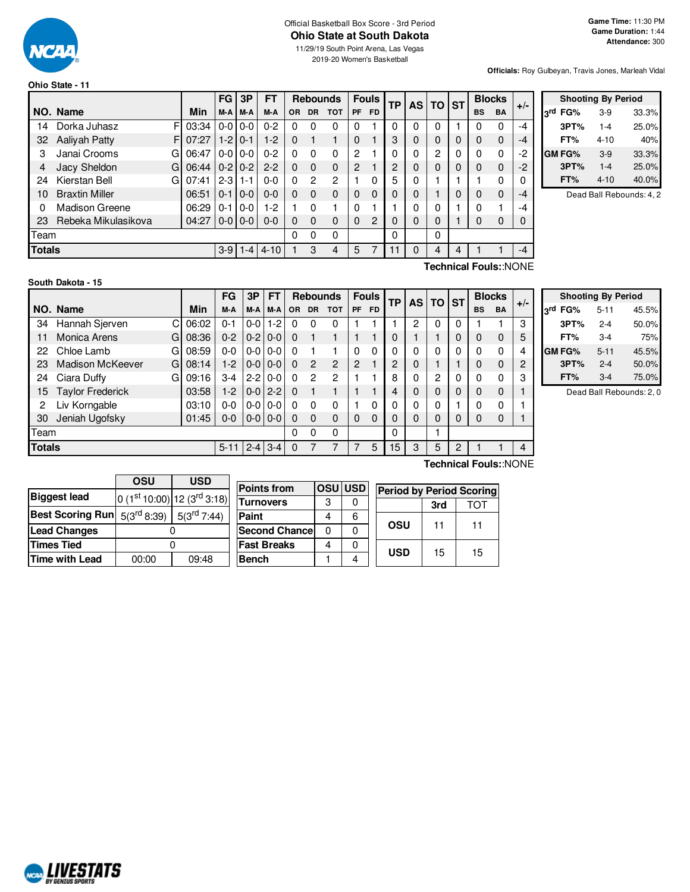Official Basketball Box Score - 3rd Period

# Ohio State at South Dakota

11/29/19 South Point Arena, Las Vegas

2019-20 Women's Basketball

**Game Time:** 11:30 PM
**Game Duration:** 1:44
**Attendance:** 300

**Officials:** Roy Gulbeyan, Travis Jones, Marleah Vidal

## Ohio State - 11

| NO. | Name | | Min | FG M-A | 3P M-A | FT M-A | OR | DR | TOT | PF | FD | TP | AS | TO | ST | BS | BA | +/- |
|---|---|---|---|---|---|---|---|---|---|---|---|---|---|---|---|---|---|---|
| 14 | Dorka Juhasz | F | 03:34 | 0-0 | 0-0 | 0-2 | 0 | 0 | 0 | 0 | 1 | 0 | 0 | 0 | 1 | 0 | 0 | -4 |
| 32 | Aaliyah Patty | F | 07:27 | 1-2 | 0-1 | 1-2 | 0 | 1 | 1 | 0 | 1 | 3 | 0 | 0 | 0 | 0 | 0 | -4 |
| 3 | Janai Crooms | G | 06:47 | 0-0 | 0-0 | 0-2 | 0 | 0 | 0 | 2 | 1 | 0 | 0 | 2 | 0 | 0 | 0 | -2 |
| 4 | Jacy Sheldon | G | 06:44 | 0-2 | 0-2 | 2-2 | 0 | 0 | 0 | 2 | 1 | 2 | 0 | 0 | 0 | 0 | 0 | -2 |
| 24 | Kierstan Bell | G | 07:41 | 2-3 | 1-1 | 0-0 | 0 | 2 | 2 | 1 | 0 | 5 | 0 | 1 | 1 | 1 | 0 | 0 |
| 10 | Braxtin Miller | | 06:51 | 0-1 | 0-0 | 0-0 | 0 | 0 | 0 | 0 | 0 | 0 | 0 | 1 | 0 | 0 | 0 | -4 |
| 0 | Madison Greene | | 06:29 | 0-1 | 0-0 | 1-2 | 1 | 0 | 1 | 0 | 1 | 1 | 0 | 0 | 1 | 0 | 1 | -4 |
| 23 | Rebeka Mikulasikova | | 04:27 | 0-0 | 0-0 | 0-0 | 0 | 0 | 0 | 0 | 2 | 0 | 0 | 0 | 1 | 0 | 0 | 0 |
| | Team | | | | | | 0 | 0 | 0 | | | 0 | | 0 | | | | |
| | **Totals** | | | 3-9 | 1-4 | 4-10 | 1 | 3 | 4 | 5 | 7 | 11 | 0 | 4 | 4 | 1 | 1 | -4 |

**Technical Fouls:**:NONE

| Shooting By Period | | |
|---|---|---|
| 3rd FG% | 3-9 | 33.3% |
| 3PT% | 1-4 | 25.0% |
| FT% | 4-10 | 40% |
| GM FG% | 3-9 | 33.3% |
| 3PT% | 1-4 | 25.0% |
| FT% | 4-10 | 40.0% |

Dead Ball Rebounds: 4, 2

## South Dakota - 15

| NO. | Name | | Min | FG M-A | 3P M-A | FT M-A | OR | DR | TOT | PF | FD | TP | AS | TO | ST | BS | BA | +/- |
|---|---|---|---|---|---|---|---|---|---|---|---|---|---|---|---|---|---|---|
| 34 | Hannah Sjerven | C | 06:02 | 0-1 | 0-0 | 1-2 | 0 | 0 | 0 | 1 | 1 | 1 | 2 | 0 | 0 | 1 | 1 | 3 |
| 11 | Monica Arens | G | 08:36 | 0-2 | 0-2 | 0-0 | 0 | 1 | 1 | 1 | 1 | 0 | 1 | 1 | 0 | 0 | 0 | 5 |
| 22 | Chloe Lamb | G | 08:59 | 0-0 | 0-0 | 0-0 | 0 | 1 | 1 | 0 | 0 | 0 | 0 | 0 | 0 | 0 | 0 | 4 |
| 23 | Madison McKeever | G | 08:14 | 1-2 | 0-0 | 0-0 | 0 | 2 | 2 | 2 | 1 | 2 | 0 | 1 | 1 | 0 | 0 | 2 |
| 24 | Ciara Duffy | G | 09:16 | 3-4 | 2-2 | 0-0 | 0 | 2 | 2 | 1 | 1 | 8 | 0 | 2 | 0 | 0 | 0 | 3 |
| 15 | Taylor Frederick | | 03:58 | 1-2 | 0-0 | 2-2 | 0 | 1 | 1 | 1 | 1 | 4 | 0 | 0 | 0 | 0 | 0 | 1 |
| 2 | Liv Korngable | | 03:10 | 0-0 | 0-0 | 0-0 | 0 | 0 | 0 | 1 | 0 | 0 | 0 | 0 | 1 | 0 | 0 | 1 |
| 30 | Jeniah Ugofsky | | 01:45 | 0-0 | 0-0 | 0-0 | 0 | 0 | 0 | 0 | 0 | 0 | 0 | 0 | 0 | 0 | 0 | 1 |
| | Team | | | | | | 0 | 0 | 0 | | | 0 | | 1 | | | | |
| | **Totals** | | | 5-11 | 2-4 | 3-4 | 0 | 7 | 7 | 7 | 5 | 15 | 3 | 5 | 2 | 1 | 1 | 4 |

**Technical Fouls:**:NONE

| Shooting By Period | | |
|---|---|---|
| 3rd FG% | 5-11 | 45.5% |
| 3PT% | 2-4 | 50.0% |
| FT% | 3-4 | 75% |
| GM FG% | 5-11 | 45.5% |
| 3PT% | 2-4 | 50.0% |
| FT% | 3-4 | 75.0% |

Dead Ball Rebounds: 2, 0

| | OSU | USD |
|---|---|---|
| **Biggest lead** | 0 (1st 10:00) | 12 (3rd 3:18) |
| **Best Scoring Run** | 5(3rd 8:39) | 5(3rd 7:44) |
| **Lead Changes** | 0 | |
| **Times Tied** | 0 | |
| **Time with Lead** | 00:00 | 09:48 |

| Points from | OSU | USD |
|---|---|---|
| Turnovers | 3 | 0 |
| Paint | 4 | 6 |
| Second Chance | 0 | 0 |
| Fast Breaks | 4 | 0 |
| Bench | 1 | 4 |

| Period by Period Scoring | 3rd | TOT |
|---|---|---|
| OSU | 11 | 11 |
| USD | 15 | 15 |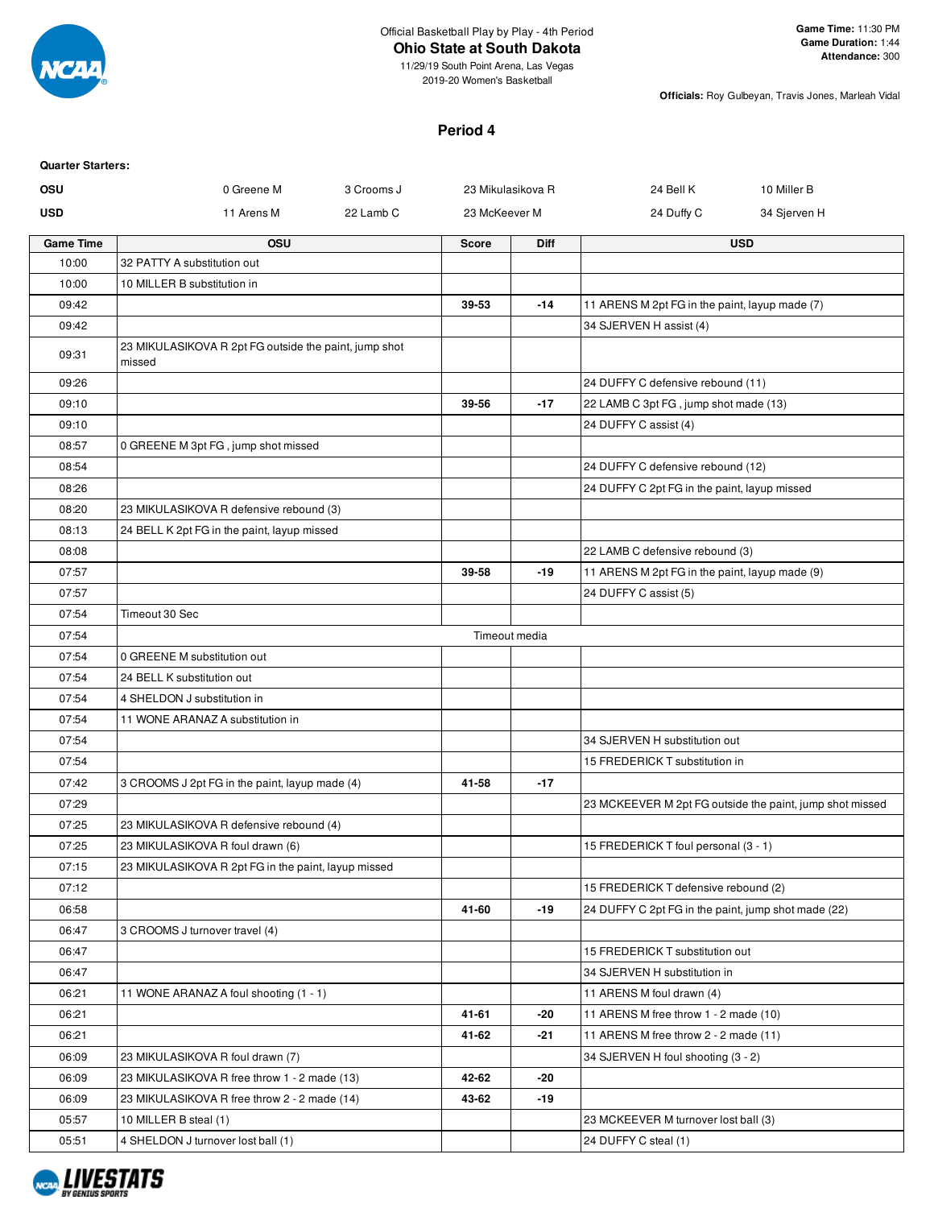Official Basketball Play by Play - 4th Period

**Ohio State at South Dakota**

11/29/19 South Point Arena, Las Vegas

2019-20 Women's Basketball

**Game Time:** 11:30 PM
**Game Duration:** 1:44
**Attendance:** 300

**Officials:** Roy Gulbeyan, Travis Jones, Marleah Vidal

## Period 4

**Quarter Starters:**

| | | | | | |
|---|---|---|---|---|---|
| **OSU** | 0 Greene M | 3 Crooms J | 23 Mikulasikova R | 24 Bell K | 10 Miller B |
| **USD** | 11 Arens M | 22 Lamb C | 23 McKeever M | 24 Duffy C | 34 Sjerven H |

| Game Time | OSU | Score | Diff | USD |
|---|---|---|---|---|
| 10:00 | 32 PATTY A substitution out | | | |
| 10:00 | 10 MILLER B substitution in | | | |
| 09:42 | | 39-53 | -14 | 11 ARENS M 2pt FG in the paint, layup made (7) |
| 09:42 | | | | 34 SJERVEN H assist (4) |
| 09:31 | 23 MIKULASIKOVA R 2pt FG outside the paint, jump shot missed | | | |
| 09:26 | | | | 24 DUFFY C defensive rebound (11) |
| 09:10 | | 39-56 | -17 | 22 LAMB C 3pt FG , jump shot made (13) |
| 09:10 | | | | 24 DUFFY C assist (4) |
| 08:57 | 0 GREENE M 3pt FG , jump shot missed | | | |
| 08:54 | | | | 24 DUFFY C defensive rebound (12) |
| 08:26 | | | | 24 DUFFY C 2pt FG in the paint, layup missed |
| 08:20 | 23 MIKULASIKOVA R defensive rebound (3) | | | |
| 08:13 | 24 BELL K 2pt FG in the paint, layup missed | | | |
| 08:08 | | | | 22 LAMB C defensive rebound (3) |
| 07:57 | | 39-58 | -19 | 11 ARENS M 2pt FG in the paint, layup made (9) |
| 07:57 | | | | 24 DUFFY C assist (5) |
| 07:54 | Timeout 30 Sec | | | |
| 07:54 | | Timeout media | | |
| 07:54 | 0 GREENE M substitution out | | | |
| 07:54 | 24 BELL K substitution out | | | |
| 07:54 | 4 SHELDON J substitution in | | | |
| 07:54 | 11 WONE ARANAZ A substitution in | | | |
| 07:54 | | | | 34 SJERVEN H substitution out |
| 07:54 | | | | 15 FREDERICK T substitution in |
| 07:42 | 3 CROOMS J 2pt FG in the paint, layup made (4) | 41-58 | -17 | |
| 07:29 | | | | 23 MCKEEVER M 2pt FG outside the paint, jump shot missed |
| 07:25 | 23 MIKULASIKOVA R defensive rebound (4) | | | |
| 07:25 | 23 MIKULASIKOVA R foul drawn (6) | | | 15 FREDERICK T foul personal (3 - 1) |
| 07:15 | 23 MIKULASIKOVA R 2pt FG in the paint, layup missed | | | |
| 07:12 | | | | 15 FREDERICK T defensive rebound (2) |
| 06:58 | | 41-60 | -19 | 24 DUFFY C 2pt FG in the paint, jump shot made (22) |
| 06:47 | 3 CROOMS J turnover travel (4) | | | |
| 06:47 | | | | 15 FREDERICK T substitution out |
| 06:47 | | | | 34 SJERVEN H substitution in |
| 06:21 | 11 WONE ARANAZ A foul shooting (1 - 1) | | | 11 ARENS M foul drawn (4) |
| 06:21 | | 41-61 | -20 | 11 ARENS M free throw 1 - 2 made (10) |
| 06:21 | | 41-62 | -21 | 11 ARENS M free throw 2 - 2 made (11) |
| 06:09 | 23 MIKULASIKOVA R foul drawn (7) | | | 34 SJERVEN H foul shooting (3 - 2) |
| 06:09 | 23 MIKULASIKOVA R free throw 1 - 2 made (13) | 42-62 | -20 | |
| 06:09 | 23 MIKULASIKOVA R free throw 2 - 2 made (14) | 43-62 | -19 | |
| 05:57 | 10 MILLER B steal (1) | | | 23 MCKEEVER M turnover lost ball (3) |
| 05:51 | 4 SHELDON J turnover lost ball (1) | | | 24 DUFFY C steal (1) |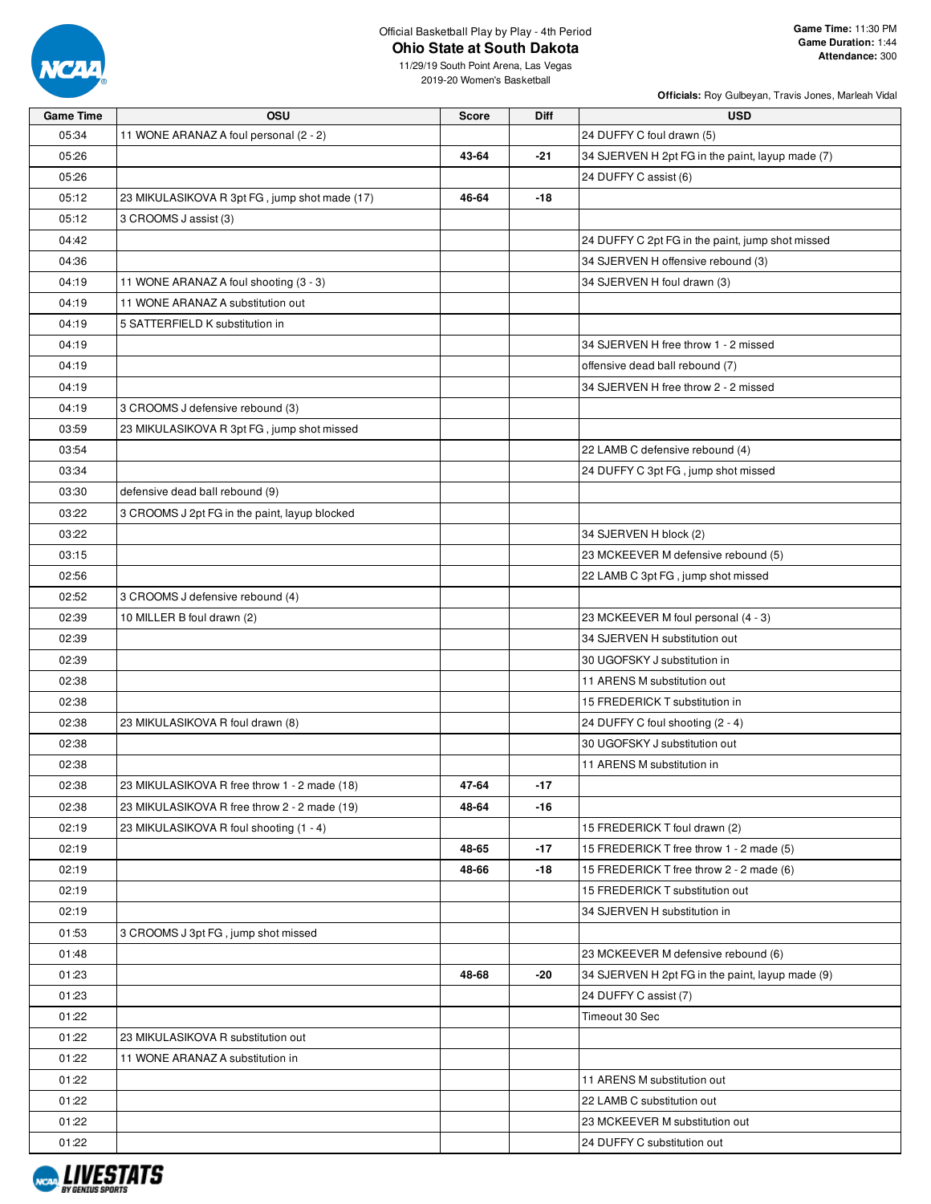Official Basketball Play by Play - 4th Period

**Ohio State at South Dakota**

11/29/19 South Point Arena, Las Vegas

2019-20 Women's Basketball

**Game Time:** 11:30 PM
**Game Duration:** 1:44
**Attendance:** 300

**Officials:** Roy Gulbeyan, Travis Jones, Marleah Vidal

| Game Time | OSU | Score | Diff | USD |
|---|---|---|---|---|
| 05:34 | 11 WONE ARANAZ A foul personal (2 - 2) | | | 24 DUFFY C foul drawn (5) |
| 05:26 | | 43-64 | -21 | 34 SJERVEN H 2pt FG in the paint, layup made (7) |
| 05:26 | | | | 24 DUFFY C assist (6) |
| 05:12 | 23 MIKULASIKOVA R 3pt FG , jump shot made (17) | 46-64 | -18 | |
| 05:12 | 3 CROOMS J assist (3) | | | |
| 04:42 | | | | 24 DUFFY C 2pt FG in the paint, jump shot missed |
| 04:36 | | | | 34 SJERVEN H offensive rebound (3) |
| 04:19 | 11 WONE ARANAZ A foul shooting (3 - 3) | | | 34 SJERVEN H foul drawn (3) |
| 04:19 | 11 WONE ARANAZ A substitution out | | | |
| 04:19 | 5 SATTERFIELD K substitution in | | | |
| 04:19 | | | | 34 SJERVEN H free throw 1 - 2 missed |
| 04:19 | | | | offensive dead ball rebound (7) |
| 04:19 | | | | 34 SJERVEN H free throw 2 - 2 missed |
| 04:19 | 3 CROOMS J defensive rebound (3) | | | |
| 03:59 | 23 MIKULASIKOVA R 3pt FG , jump shot missed | | | |
| 03:54 | | | | 22 LAMB C defensive rebound (4) |
| 03:34 | | | | 24 DUFFY C 3pt FG , jump shot missed |
| 03:30 | defensive dead ball rebound (9) | | | |
| 03:22 | 3 CROOMS J 2pt FG in the paint, layup blocked | | | |
| 03:22 | | | | 34 SJERVEN H block (2) |
| 03:15 | | | | 23 MCKEEVER M defensive rebound (5) |
| 02:56 | | | | 22 LAMB C 3pt FG , jump shot missed |
| 02:52 | 3 CROOMS J defensive rebound (4) | | | |
| 02:39 | 10 MILLER B foul drawn (2) | | | 23 MCKEEVER M foul personal (4 - 3) |
| 02:39 | | | | 34 SJERVEN H substitution out |
| 02:39 | | | | 30 UGOFSKY J substitution in |
| 02:38 | | | | 11 ARENS M substitution out |
| 02:38 | | | | 15 FREDERICK T substitution in |
| 02:38 | 23 MIKULASIKOVA R foul drawn (8) | | | 24 DUFFY C foul shooting (2 - 4) |
| 02:38 | | | | 30 UGOFSKY J substitution out |
| 02:38 | | | | 11 ARENS M substitution in |
| 02:38 | 23 MIKULASIKOVA R free throw 1 - 2 made (18) | 47-64 | -17 | |
| 02:38 | 23 MIKULASIKOVA R free throw 2 - 2 made (19) | 48-64 | -16 | |
| 02:19 | 23 MIKULASIKOVA R foul shooting (1 - 4) | | | 15 FREDERICK T foul drawn (2) |
| 02:19 | | 48-65 | -17 | 15 FREDERICK T free throw 1 - 2 made (5) |
| 02:19 | | 48-66 | -18 | 15 FREDERICK T free throw 2 - 2 made (6) |
| 02:19 | | | | 15 FREDERICK T substitution out |
| 02:19 | | | | 34 SJERVEN H substitution in |
| 01:53 | 3 CROOMS J 3pt FG , jump shot missed | | | |
| 01:48 | | | | 23 MCKEEVER M defensive rebound (6) |
| 01:23 | | 48-68 | -20 | 34 SJERVEN H 2pt FG in the paint, layup made (9) |
| 01:23 | | | | 24 DUFFY C assist (7) |
| 01:22 | | | | Timeout 30 Sec |
| 01:22 | 23 MIKULASIKOVA R substitution out | | | |
| 01:22 | 11 WONE ARANAZ A substitution in | | | |
| 01:22 | | | | 11 ARENS M substitution out |
| 01:22 | | | | 22 LAMB C substitution out |
| 01:22 | | | | 23 MCKEEVER M substitution out |
| 01:22 | | | | 24 DUFFY C substitution out |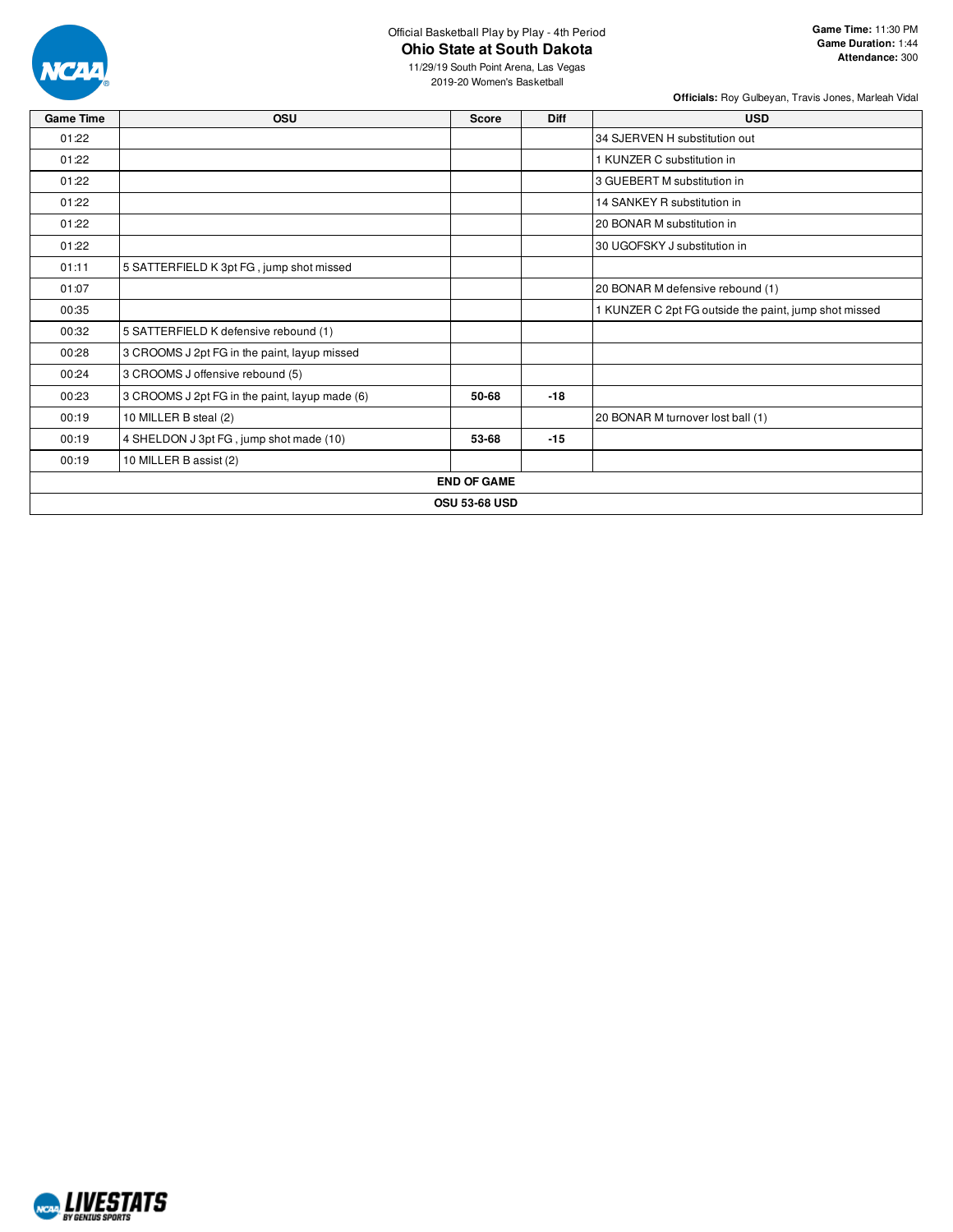Official Basketball Play by Play - 4th Period

# Ohio State at South Dakota

11/29/19 South Point Arena, Las Vegas
2019-20 Women's Basketball

**Game Time:** 11:30 PM
**Game Duration:** 1:44
**Attendance:** 300

**Officials:** Roy Gulbeyan, Travis Jones, Marleah Vidal

| Game Time | OSU | Score | Diff | USD |
|---|---|---|---|---|
| 01:22 | | | | 34 SJERVEN H substitution out |
| 01:22 | | | | 1 KUNZER C substitution in |
| 01:22 | | | | 3 GUEBERT M substitution in |
| 01:22 | | | | 14 SANKEY R substitution in |
| 01:22 | | | | 20 BONAR M substitution in |
| 01:22 | | | | 30 UGOFSKY J substitution in |
| 01:11 | 5 SATTERFIELD K 3pt FG , jump shot missed | | | |
| 01:07 | | | | 20 BONAR M defensive rebound (1) |
| 00:35 | | | | 1 KUNZER C 2pt FG outside the paint, jump shot missed |
| 00:32 | 5 SATTERFIELD K defensive rebound (1) | | | |
| 00:28 | 3 CROOMS J 2pt FG in the paint, layup missed | | | |
| 00:24 | 3 CROOMS J offensive rebound (5) | | | |
| 00:23 | 3 CROOMS J 2pt FG in the paint, layup made (6) | **50-68** | **-18** | |
| 00:19 | 10 MILLER B steal (2) | | | 20 BONAR M turnover lost ball (1) |
| 00:19 | 4 SHELDON J 3pt FG , jump shot made (10) | **53-68** | **-15** | |
| 00:19 | 10 MILLER B assist (2) | | | |
| **END OF GAME** | | | | |
| **OSU 53-68 USD** | | | | |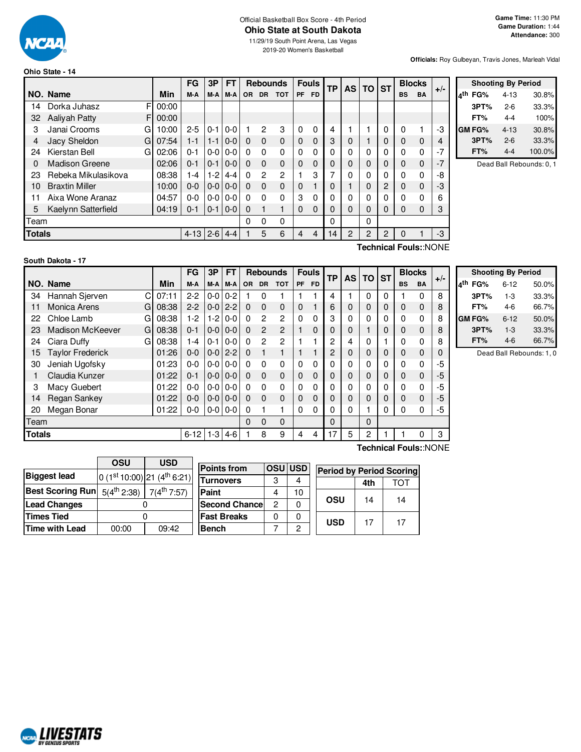Official Basketball Box Score - 4th Period

# Ohio State at South Dakota

11/29/19 South Point Arena, Las Vegas
2019-20 Women's Basketball

**Game Time:** 11:30 PM
**Game Duration:** 1:44
**Attendance:** 300

**Officials:** Roy Gulbeyan, Travis Jones, Marleah Vidal

## Ohio State - 14

| NO. | Name | | Min | FG M-A | 3P M-A | FT M-A | OR | DR | TOT | PF | FD | TP | AS | TO | ST | BS | BA | +/- |
|---|---|---|---|---|---|---|---|---|---|---|---|---|---|---|---|---|---|---|
| 14 | Dorka Juhasz | F | 00:00 | | | | | | | | | | | | | | | |
| 32 | Aaliyah Patty | F | 00:00 | | | | | | | | | | | | | | | |
| 3 | Janai Crooms | G | 10:00 | 2-5 | 0-1 | 0-0 | 1 | 2 | 3 | 0 | 0 | 4 | 1 | 1 | 0 | 0 | 1 | -3 |
| 4 | Jacy Sheldon | G | 07:54 | 1-1 | 1-1 | 0-0 | 0 | 0 | 0 | 0 | 0 | 3 | 0 | 1 | 0 | 0 | 0 | 4 |
| 24 | Kierstan Bell | G | 02:06 | 0-1 | 0-0 | 0-0 | 0 | 0 | 0 | 0 | 0 | 0 | 0 | 0 | 0 | 0 | 0 | -7 |
| 0 | Madison Greene | | 02:06 | 0-1 | 0-1 | 0-0 | 0 | 0 | 0 | 0 | 0 | 0 | 0 | 0 | 0 | 0 | 0 | -7 |
| 23 | Rebeka Mikulasikova | | 08:38 | 1-4 | 1-2 | 4-4 | 0 | 2 | 2 | 1 | 3 | 7 | 0 | 0 | 0 | 0 | 0 | -8 |
| 10 | Braxtin Miller | | 10:00 | 0-0 | 0-0 | 0-0 | 0 | 0 | 0 | 0 | 1 | 0 | 1 | 0 | 2 | 0 | 0 | -3 |
| 11 | Aixa Wone Aranaz | | 04:57 | 0-0 | 0-0 | 0-0 | 0 | 0 | 0 | 3 | 0 | 0 | 0 | 0 | 0 | 0 | 0 | 6 |
| 5 | Kaelynn Satterfield | | 04:19 | 0-1 | 0-1 | 0-0 | 0 | 1 | 1 | 0 | 0 | 0 | 0 | 0 | 0 | 0 | 0 | 3 |
| | Team | | | | | | 0 | 0 | 0 | | | 0 | | 0 | | | | |
| | **Totals** | | | 4-13 | 2-6 | 4-4 | 1 | 5 | 6 | 4 | 4 | 14 | 2 | 2 | 2 | 0 | 1 | -3 |

Technical Fouls::NONE

| Shooting By Period | | |
|---|---|---|
| 4th FG% | 4-13 | 30.8% |
| 3PT% | 2-6 | 33.3% |
| FT% | 4-4 | 100% |
| GM FG% | 4-13 | 30.8% |
| 3PT% | 2-6 | 33.3% |
| FT% | 4-4 | 100.0% |

Dead Ball Rebounds: 0, 1

## South Dakota - 17

| NO. | Name | | Min | FG M-A | 3P M-A | FT M-A | OR | DR | TOT | PF | FD | TP | AS | TO | ST | BS | BA | +/- |
|---|---|---|---|---|---|---|---|---|---|---|---|---|---|---|---|---|---|---|
| 34 | Hannah Sjerven | C | 07:11 | 2-2 | 0-0 | 0-2 | 1 | 0 | 1 | 1 | 1 | 4 | 1 | 0 | 0 | 1 | 0 | 8 |
| 11 | Monica Arens | G | 08:38 | 2-2 | 0-0 | 2-2 | 0 | 0 | 0 | 0 | 1 | 6 | 0 | 0 | 0 | 0 | 0 | 8 |
| 22 | Chloe Lamb | G | 08:38 | 1-2 | 1-2 | 0-0 | 0 | 2 | 2 | 0 | 0 | 3 | 0 | 0 | 0 | 0 | 0 | 8 |
| 23 | Madison McKeever | G | 08:38 | 0-1 | 0-0 | 0-0 | 0 | 2 | 2 | 1 | 0 | 0 | 0 | 1 | 0 | 0 | 0 | 8 |
| 24 | Ciara Duffy | G | 08:38 | 1-4 | 0-1 | 0-0 | 0 | 2 | 2 | 1 | 1 | 2 | 4 | 0 | 1 | 0 | 0 | 8 |
| 15 | Taylor Frederick | | 01:26 | 0-0 | 0-0 | 2-2 | 0 | 1 | 1 | 1 | 1 | 2 | 0 | 0 | 0 | 0 | 0 | 0 |
| 30 | Jeniah Ugofsky | | 01:23 | 0-0 | 0-0 | 0-0 | 0 | 0 | 0 | 0 | 0 | 0 | 0 | 0 | 0 | 0 | 0 | -5 |
| 1 | Claudia Kunzer | | 01:22 | 0-1 | 0-0 | 0-0 | 0 | 0 | 0 | 0 | 0 | 0 | 0 | 0 | 0 | 0 | 0 | -5 |
| 3 | Macy Guebert | | 01:22 | 0-0 | 0-0 | 0-0 | 0 | 0 | 0 | 0 | 0 | 0 | 0 | 0 | 0 | 0 | 0 | -5 |
| 14 | Regan Sankey | | 01:22 | 0-0 | 0-0 | 0-0 | 0 | 0 | 0 | 0 | 0 | 0 | 0 | 0 | 0 | 0 | 0 | -5 |
| 20 | Megan Bonar | | 01:22 | 0-0 | 0-0 | 0-0 | 0 | 1 | 1 | 0 | 0 | 0 | 0 | 1 | 0 | 0 | 0 | -5 |
| | Team | | | | | | 0 | 0 | 0 | | | 0 | | 0 | | | | |
| | **Totals** | | | 6-12 | 1-3 | 4-6 | 1 | 8 | 9 | 4 | 4 | 17 | 5 | 2 | 1 | 1 | 0 | 3 |

Technical Fouls::NONE

| Shooting By Period | | |
|---|---|---|
| 4th FG% | 6-12 | 50.0% |
| 3PT% | 1-3 | 33.3% |
| FT% | 4-6 | 66.7% |
| GM FG% | 6-12 | 50.0% |
| 3PT% | 1-3 | 33.3% |
| FT% | 4-6 | 66.7% |

Dead Ball Rebounds: 1, 0

| | OSU | USD |
|---|---|---|
| **Biggest lead** | 0 (1st 10:00) | 21 (4th 6:21) |
| **Best Scoring Run** | 5(4th 2:38) | 7(4th 7:57) |
| **Lead Changes** | 0 | |
| **Times Tied** | 0 | |
| **Time with Lead** | 00:00 | 09:42 |

| Points from | OSU | USD |
|---|---|---|
| Turnovers | 3 | 4 |
| Paint | 4 | 10 |
| Second Chance | 2 | 0 |
| Fast Breaks | 0 | 0 |
| Bench | 7 | 2 |

| Period by Period Scoring | 4th | TOT |
|---|---|---|
| OSU | 14 | 14 |
| USD | 17 | 17 |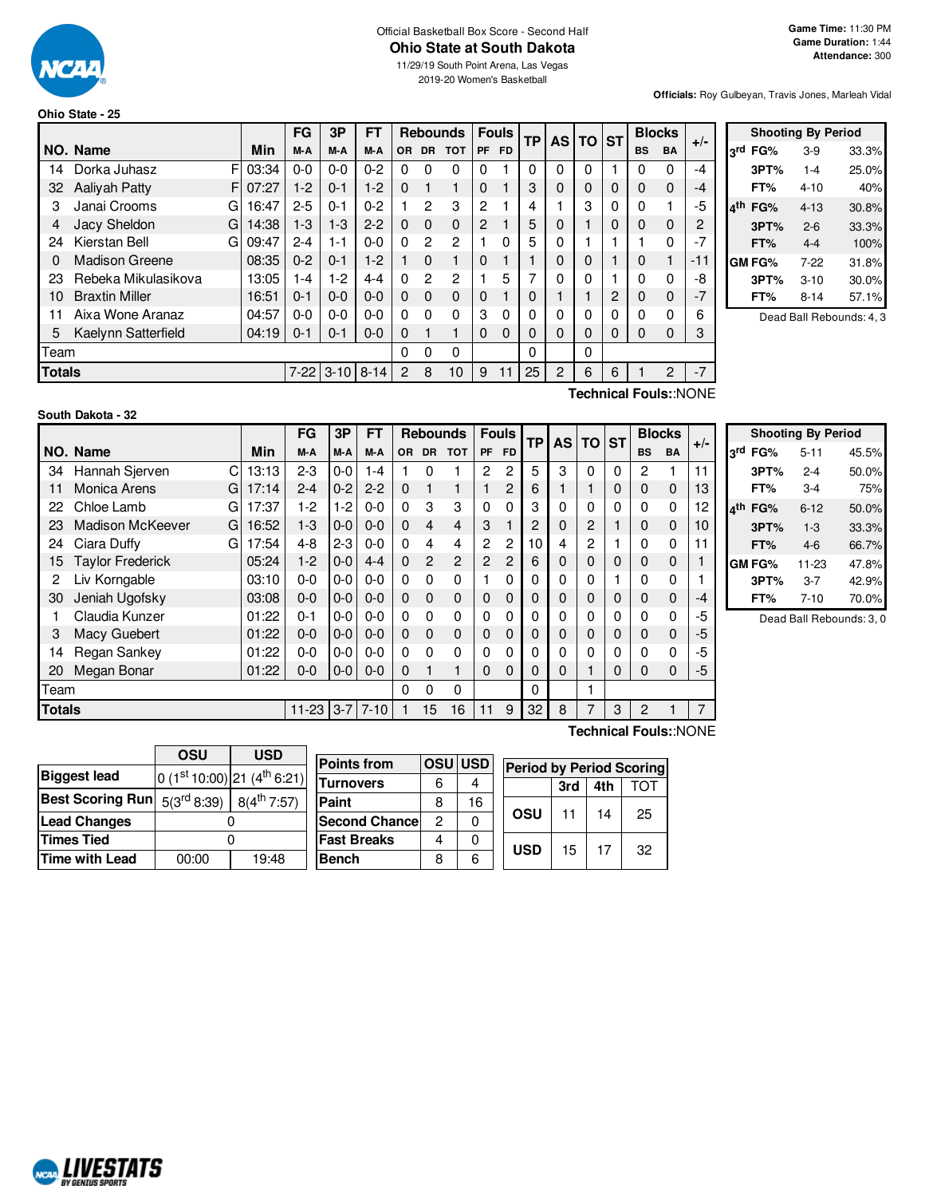Official Basketball Box Score - Second Half

# Ohio State at South Dakota

11/29/19 South Point Arena, Las Vegas

2019-20 Women's Basketball

**Game Time:** 11:30 PM
**Game Duration:** 1:44
**Attendance:** 300

**Officials:** Roy Gulbeyan, Travis Jones, Marleah Vidal

## Ohio State - 25

| NO. | Name | | Min | FG M-A | 3P M-A | FT M-A | OR | DR | TOT | PF | FD | TP | AS | TO | ST | BS | BA | +/- |
|---|---|---|---|---|---|---|---|---|---|---|---|---|---|---|---|---|---|---|
| 14 | Dorka Juhasz | F | 03:34 | 0-0 | 0-0 | 0-2 | 0 | 0 | 0 | 0 | 1 | 0 | 0 | 0 | 1 | 0 | 0 | -4 |
| 32 | Aaliyah Patty | F | 07:27 | 1-2 | 0-1 | 1-2 | 0 | 1 | 1 | 0 | 1 | 3 | 0 | 0 | 0 | 0 | 0 | -4 |
| 3 | Janai Crooms | G | 16:47 | 2-5 | 0-1 | 0-2 | 1 | 2 | 3 | 2 | 1 | 4 | 1 | 3 | 0 | 0 | 1 | -5 |
| 4 | Jacy Sheldon | G | 14:38 | 1-3 | 1-3 | 2-2 | 0 | 0 | 0 | 2 | 1 | 5 | 0 | 1 | 0 | 0 | 0 | 2 |
| 24 | Kierstan Bell | G | 09:47 | 2-4 | 1-1 | 0-0 | 0 | 2 | 2 | 1 | 0 | 5 | 0 | 1 | 1 | 1 | 0 | -7 |
| 0 | Madison Greene | | 08:35 | 0-2 | 0-1 | 1-2 | 1 | 0 | 1 | 0 | 1 | 1 | 0 | 0 | 1 | 0 | 1 | -11 |
| 23 | Rebeka Mikulasikova | | 13:05 | 1-4 | 1-2 | 4-4 | 0 | 2 | 2 | 1 | 5 | 7 | 0 | 0 | 1 | 0 | 0 | -8 |
| 10 | Braxtin Miller | | 16:51 | 0-1 | 0-0 | 0-0 | 0 | 0 | 0 | 0 | 1 | 0 | 1 | 1 | 2 | 0 | 0 | -7 |
| 11 | Aixa Wone Aranaz | | 04:57 | 0-0 | 0-0 | 0-0 | 0 | 0 | 0 | 3 | 0 | 0 | 0 | 0 | 0 | 0 | 0 | 6 |
| 5 | Kaelynn Satterfield | | 04:19 | 0-1 | 0-1 | 0-0 | 0 | 1 | 1 | 0 | 0 | 0 | 0 | 0 | 0 | 0 | 0 | 3 |
| | Team | | | | | | 0 | 0 | 0 | | | 0 | | 0 | | | | |
| | **Totals** | | | 7-22 | 3-10 | 8-14 | 2 | 8 | 10 | 9 | 11 | 25 | 2 | 6 | 6 | 1 | 2 | -7 |

**Technical Fouls:**:NONE

| Shooting By Period | | | |
|---|---|---|---|
| 3rd | FG% | 3-9 | 33.3% |
| | 3PT% | 1-4 | 25.0% |
| | FT% | 4-10 | 40% |
| 4th | FG% | 4-13 | 30.8% |
| | 3PT% | 2-6 | 33.3% |
| | FT% | 4-4 | 100% |
| GM | FG% | 7-22 | 31.8% |
| | 3PT% | 3-10 | 30.0% |
| | FT% | 8-14 | 57.1% |

Dead Ball Rebounds: 4, 3

## South Dakota - 32

| NO. | Name | | Min | FG M-A | 3P M-A | FT M-A | OR | DR | TOT | PF | FD | TP | AS | TO | ST | BS | BA | +/- |
|---|---|---|---|---|---|---|---|---|---|---|---|---|---|---|---|---|---|---|
| 34 | Hannah Sjerven | C | 13:13 | 2-3 | 0-0 | 1-4 | 1 | 0 | 1 | 2 | 2 | 5 | 3 | 0 | 0 | 2 | 1 | 11 |
| 11 | Monica Arens | G | 17:14 | 2-4 | 0-2 | 2-2 | 0 | 1 | 1 | 1 | 2 | 6 | 1 | 1 | 0 | 0 | 0 | 13 |
| 22 | Chloe Lamb | G | 17:37 | 1-2 | 1-2 | 0-0 | 0 | 3 | 3 | 0 | 0 | 3 | 0 | 0 | 0 | 0 | 0 | 12 |
| 23 | Madison McKeever | G | 16:52 | 1-3 | 0-0 | 0-0 | 0 | 4 | 4 | 3 | 1 | 2 | 0 | 2 | 1 | 0 | 0 | 10 |
| 24 | Ciara Duffy | G | 17:54 | 4-8 | 2-3 | 0-0 | 0 | 4 | 4 | 2 | 2 | 10 | 4 | 2 | 1 | 0 | 0 | 11 |
| 15 | Taylor Frederick | | 05:24 | 1-2 | 0-0 | 4-4 | 0 | 2 | 2 | 2 | 2 | 6 | 0 | 0 | 0 | 0 | 0 | 1 |
| 2 | Liv Korngable | | 03:10 | 0-0 | 0-0 | 0-0 | 0 | 0 | 0 | 1 | 0 | 0 | 0 | 0 | 1 | 0 | 0 | 1 |
| 30 | Jeniah Ugofsky | | 03:08 | 0-0 | 0-0 | 0-0 | 0 | 0 | 0 | 0 | 0 | 0 | 0 | 0 | 0 | 0 | 0 | -4 |
| 1 | Claudia Kunzer | | 01:22 | 0-1 | 0-0 | 0-0 | 0 | 0 | 0 | 0 | 0 | 0 | 0 | 0 | 0 | 0 | 0 | -5 |
| 3 | Macy Guebert | | 01:22 | 0-0 | 0-0 | 0-0 | 0 | 0 | 0 | 0 | 0 | 0 | 0 | 0 | 0 | 0 | 0 | -5 |
| 14 | Regan Sankey | | 01:22 | 0-0 | 0-0 | 0-0 | 0 | 0 | 0 | 0 | 0 | 0 | 0 | 0 | 0 | 0 | 0 | -5 |
| 20 | Megan Bonar | | 01:22 | 0-0 | 0-0 | 0-0 | 0 | 1 | 1 | 0 | 0 | 0 | 0 | 1 | 0 | 0 | 0 | -5 |
| | Team | | | | | | 0 | 0 | 0 | | | 0 | | 1 | | | | |
| | **Totals** | | | 11-23 | 3-7 | 7-10 | 1 | 15 | 16 | 11 | 9 | 32 | 8 | 7 | 3 | 2 | 1 | 7 |

**Technical Fouls:**:NONE

| Shooting By Period | | | |
|---|---|---|---|
| 3rd | FG% | 5-11 | 45.5% |
| | 3PT% | 2-4 | 50.0% |
| | FT% | 3-4 | 75% |
| 4th | FG% | 6-12 | 50.0% |
| | 3PT% | 1-3 | 33.3% |
| | FT% | 4-6 | 66.7% |
| GM | FG% | 11-23 | 47.8% |
| | 3PT% | 3-7 | 42.9% |
| | FT% | 7-10 | 70.0% |

Dead Ball Rebounds: 3, 0

| | OSU | USD |
|---|---|---|
| **Biggest lead** | 0 (1st 10:00) | 21 (4th 6:21) |
| **Best Scoring Run** | 5(3rd 8:39) | 8(4th 7:57) |
| **Lead Changes** | 0 | |
| **Times Tied** | 0 | |
| **Time with Lead** | 00:00 | 19:48 |

| Points from | OSU | USD |
|---|---|---|
| Turnovers | 6 | 4 |
| Paint | 8 | 16 |
| Second Chance | 2 | 0 |
| Fast Breaks | 4 | 0 |
| Bench | 8 | 6 |

| Period by Period Scoring | 3rd | 4th | TOT |
|---|---|---|---|
| OSU | 11 | 14 | 25 |
| USD | 15 | 17 | 32 |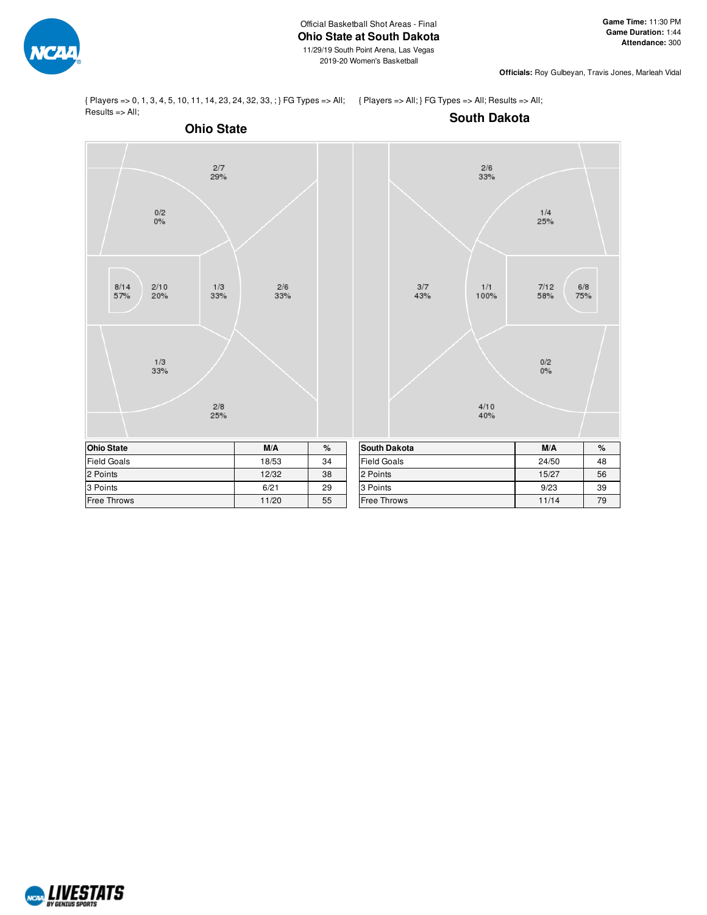Official Basketball Shot Areas - Final

# Ohio State at South Dakota

11/29/19 South Point Arena, Las Vegas

2019-20 Women's Basketball

**Game Time:** 11:30 PM
**Game Duration:** 1:44
**Attendance:** 300

**Officials:** Roy Gulbeyan, Travis Jones, Marleah Vidal

{ Players => 0, 1, 3, 4, 5, 10, 11, 14, 23, 24, 32, 33, ; } FG Types => All; Results => All;

## Ohio State

2/7 29%

0/2 0%

8/14 57%

2/10 20%

1/3 33%

2/6 33%

1/3 33%

2/8 25%

{ Players => All; } FG Types => All; Results => All;

## South Dakota

2/6 33%

1/4 25%

3/7 43%

1/1 100%

7/12 58%

6/8 75%

0/2 0%

4/10 40%

| Ohio State | M/A | % |
|---|---|---|
| Field Goals | 18/53 | 34 |
| 2 Points | 12/32 | 38 |
| 3 Points | 6/21 | 29 |
| Free Throws | 11/20 | 55 |

| South Dakota | M/A | % |
|---|---|---|
| Field Goals | 24/50 | 48 |
| 2 Points | 15/27 | 56 |
| 3 Points | 9/23 | 39 |
| Free Throws | 11/14 | 79 |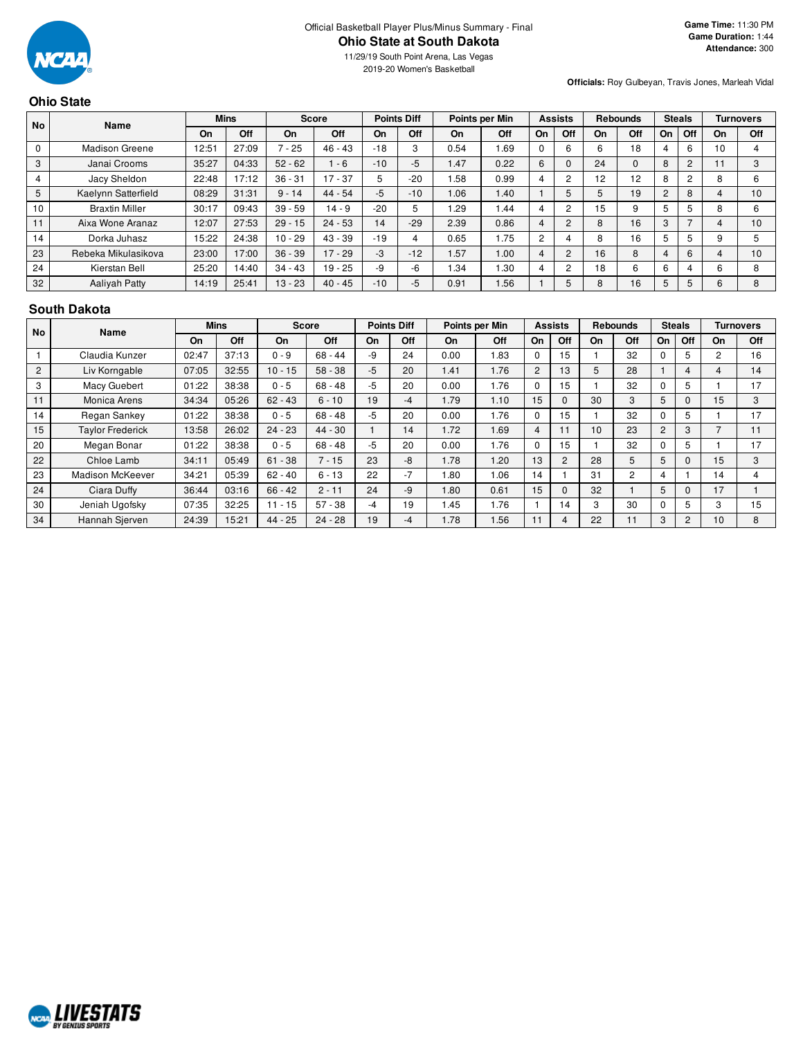Official Basketball Player Plus/Minus Summary - Final

# Ohio State at South Dakota

11/29/19 South Point Arena, Las Vegas

2019-20 Women's Basketball

**Game Time:** 11:30 PM
**Game Duration:** 1:44
**Attendance:** 300

**Officials:** Roy Gulbeyan, Travis Jones, Marleah Vidal

## Ohio State

| No | Name | Mins | | Score | | Points Diff | | Points per Min | | Assists | | Rebounds | | Steals | | Turnovers | |
|---|---|---|---|---|---|---|---|---|---|---|---|---|---|---|---|---|---|
| | | On | Off | On | Off | On | Off | On | Off | On | Off | On | Off | On | Off | On | Off |
| 0 | Madison Greene | 12:51 | 27:09 | 7 - 25 | 46 - 43 | -18 | 3 | 0.54 | 1.69 | 0 | 6 | 6 | 18 | 4 | 6 | 10 | 4 |
| 3 | Janai Crooms | 35:27 | 04:33 | 52 - 62 | 1 - 6 | -10 | -5 | 1.47 | 0.22 | 6 | 0 | 24 | 0 | 8 | 2 | 11 | 3 |
| 4 | Jacy Sheldon | 22:48 | 17:12 | 36 - 31 | 17 - 37 | 5 | -20 | 1.58 | 0.99 | 4 | 2 | 12 | 12 | 8 | 2 | 8 | 6 |
| 5 | Kaelynn Satterfield | 08:29 | 31:31 | 9 - 14 | 44 - 54 | -5 | -10 | 1.06 | 1.40 | 1 | 5 | 5 | 19 | 2 | 8 | 4 | 10 |
| 10 | Braxtin Miller | 30:17 | 09:43 | 39 - 59 | 14 - 9 | -20 | 5 | 1.29 | 1.44 | 4 | 2 | 15 | 9 | 5 | 5 | 8 | 6 |
| 11 | Aixa Wone Aranaz | 12:07 | 27:53 | 29 - 15 | 24 - 53 | 14 | -29 | 2.39 | 0.86 | 4 | 2 | 8 | 16 | 3 | 7 | 4 | 10 |
| 14 | Dorka Juhasz | 15:22 | 24:38 | 10 - 29 | 43 - 39 | -19 | 4 | 0.65 | 1.75 | 2 | 4 | 8 | 16 | 5 | 5 | 9 | 5 |
| 23 | Rebeka Mikulasikova | 23:00 | 17:00 | 36 - 39 | 17 - 29 | -3 | -12 | 1.57 | 1.00 | 4 | 2 | 16 | 8 | 4 | 6 | 4 | 10 |
| 24 | Kierstan Bell | 25:20 | 14:40 | 34 - 43 | 19 - 25 | -9 | -6 | 1.34 | 1.30 | 4 | 2 | 18 | 6 | 6 | 4 | 6 | 8 |
| 32 | Aaliyah Patty | 14:19 | 25:41 | 13 - 23 | 40 - 45 | -10 | -5 | 0.91 | 1.56 | 1 | 5 | 8 | 16 | 5 | 5 | 6 | 8 |

## South Dakota

| No | Name | Mins | | Score | | Points Diff | | Points per Min | | Assists | | Rebounds | | Steals | | Turnovers | |
|---|---|---|---|---|---|---|---|---|---|---|---|---|---|---|---|---|---|
| | | On | Off | On | Off | On | Off | On | Off | On | Off | On | Off | On | Off | On | Off |
| 1 | Claudia Kunzer | 02:47 | 37:13 | 0 - 9 | 68 - 44 | -9 | 24 | 0.00 | 1.83 | 0 | 15 | 1 | 32 | 0 | 5 | 2 | 16 |
| 2 | Liv Korngable | 07:05 | 32:55 | 10 - 15 | 58 - 38 | -5 | 20 | 1.41 | 1.76 | 2 | 13 | 5 | 28 | 1 | 4 | 4 | 14 |
| 3 | Macy Guebert | 01:22 | 38:38 | 0 - 5 | 68 - 48 | -5 | 20 | 0.00 | 1.76 | 0 | 15 | 1 | 32 | 0 | 5 | 1 | 17 |
| 11 | Monica Arens | 34:34 | 05:26 | 62 - 43 | 6 - 10 | 19 | -4 | 1.79 | 1.10 | 15 | 0 | 30 | 3 | 5 | 0 | 15 | 3 |
| 14 | Regan Sankey | 01:22 | 38:38 | 0 - 5 | 68 - 48 | -5 | 20 | 0.00 | 1.76 | 0 | 15 | 1 | 32 | 0 | 5 | 1 | 17 |
| 15 | Taylor Frederick | 13:58 | 26:02 | 24 - 23 | 44 - 30 | 1 | 14 | 1.72 | 1.69 | 4 | 11 | 10 | 23 | 2 | 3 | 7 | 11 |
| 20 | Megan Bonar | 01:22 | 38:38 | 0 - 5 | 68 - 48 | -5 | 20 | 0.00 | 1.76 | 0 | 15 | 1 | 32 | 0 | 5 | 1 | 17 |
| 22 | Chloe Lamb | 34:11 | 05:49 | 61 - 38 | 7 - 15 | 23 | -8 | 1.78 | 1.20 | 13 | 2 | 28 | 5 | 5 | 0 | 15 | 3 |
| 23 | Madison McKeever | 34:21 | 05:39 | 62 - 40 | 6 - 13 | 22 | -7 | 1.80 | 1.06 | 14 | 1 | 31 | 2 | 4 | 1 | 14 | 4 |
| 24 | Ciara Duffy | 36:44 | 03:16 | 66 - 42 | 2 - 11 | 24 | -9 | 1.80 | 0.61 | 15 | 0 | 32 | 1 | 5 | 0 | 17 | 1 |
| 30 | Jeniah Ugofsky | 07:35 | 32:25 | 11 - 15 | 57 - 38 | -4 | 19 | 1.45 | 1.76 | 1 | 14 | 3 | 30 | 0 | 5 | 3 | 15 |
| 34 | Hannah Sjerven | 24:39 | 15:21 | 44 - 25 | 24 - 28 | 19 | -4 | 1.78 | 1.56 | 11 | 4 | 22 | 11 | 3 | 2 | 10 | 8 |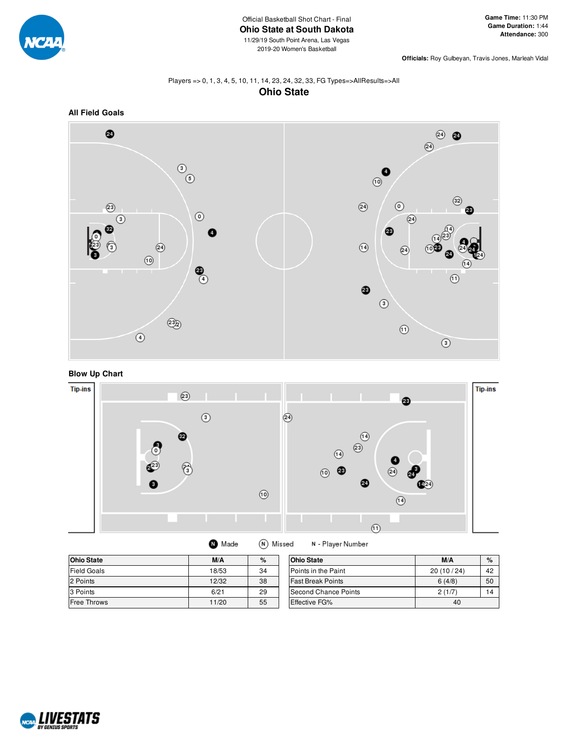Official Basketball Shot Chart - Final

# Ohio State at South Dakota

11/29/19 South Point Arena, Las Vegas
2019-20 Women's Basketball

**Game Time:** 11:30 PM
**Game Duration:** 1:44
**Attendance:** 300

**Officials:** Roy Gulbeyan, Travis Jones, Marleah Vidal

Players => 0, 1, 3, 4, 5, 10, 11, 14, 23, 24, 32, 33, FG Types=>AllResults=>All

## Ohio State

### All Field Goals

### Blow Up Chart

Tip-ins

Tip-ins

Made   Missed   N - Player Number

| Ohio State | M/A | % |
|---|---|---|
| Field Goals | 18/53 | 34 |
| 2 Points | 12/32 | 38 |
| 3 Points | 6/21 | 29 |
| Free Throws | 11/20 | 55 |

| Ohio State | M/A | % |
|---|---|---|
| Points in the Paint | 20 (10 / 24) | 42 |
| Fast Break Points | 6 (4/8) | 50 |
| Second Chance Points | 2 (1/7) | 14 |
| Effective FG% | 40 | |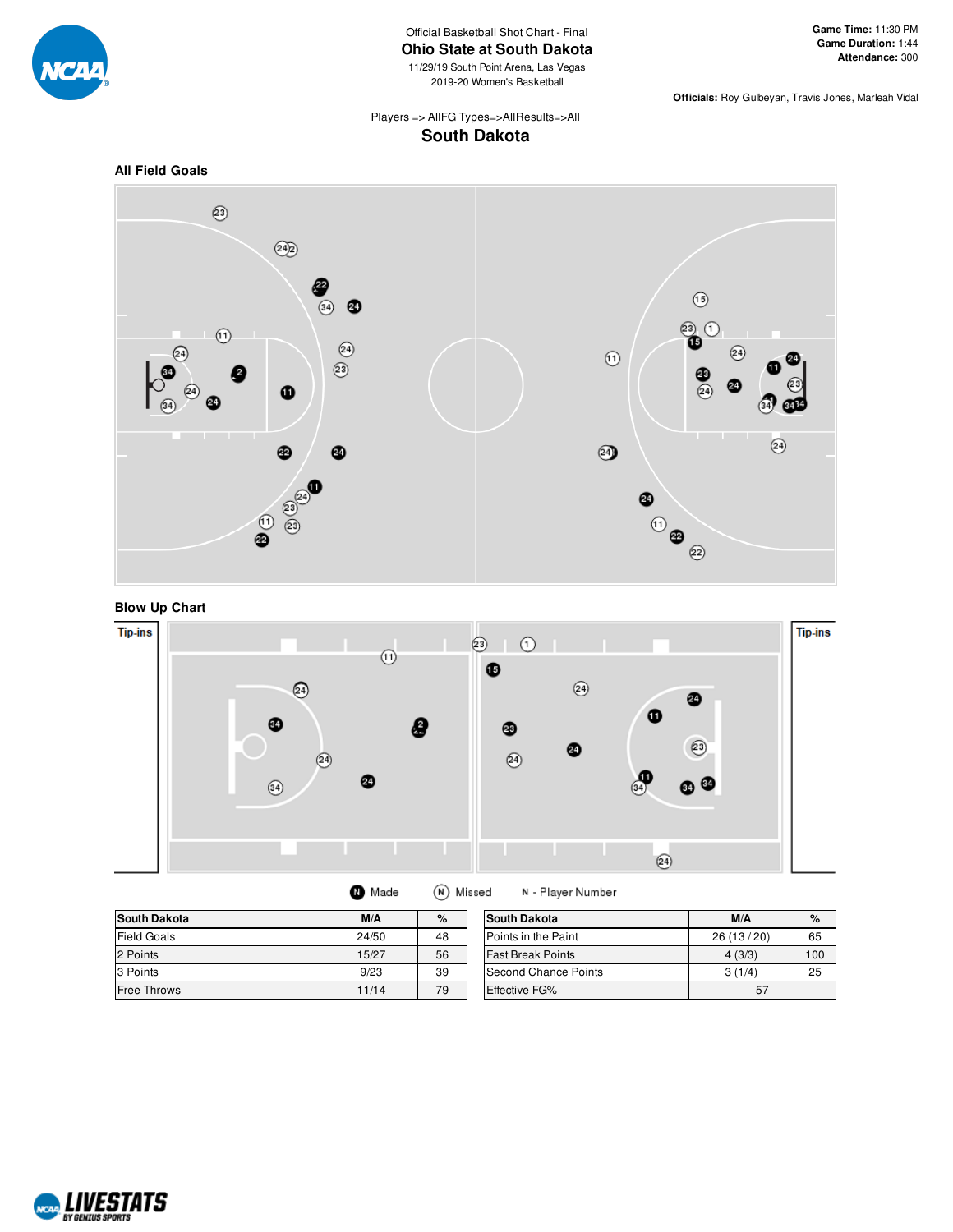Official Basketball Shot Chart - Final

# Ohio State at South Dakota

11/29/19 South Point Arena, Las Vegas
2019-20 Women's Basketball

**Game Time:** 11:30 PM
**Game Duration:** 1:44
**Attendance:** 300

**Officials:** Roy Gulbeyan, Travis Jones, Marleah Vidal

Players => AllFG Types=>AllResults=>All

## South Dakota

### All Field Goals

### Blow Up Chart

Tip-ins

Tip-ins

Made   Missed   N - Player Number

| South Dakota | M/A | % |
|---|---|---|
| Field Goals | 24/50 | 48 |
| 2 Points | 15/27 | 56 |
| 3 Points | 9/23 | 39 |
| Free Throws | 11/14 | 79 |

| South Dakota | M/A | % |
|---|---|---|
| Points in the Paint | 26 (13 / 20) | 65 |
| Fast Break Points | 4 (3/3) | 100 |
| Second Chance Points | 3 (1/4) | 25 |
| Effective FG% | 57 | |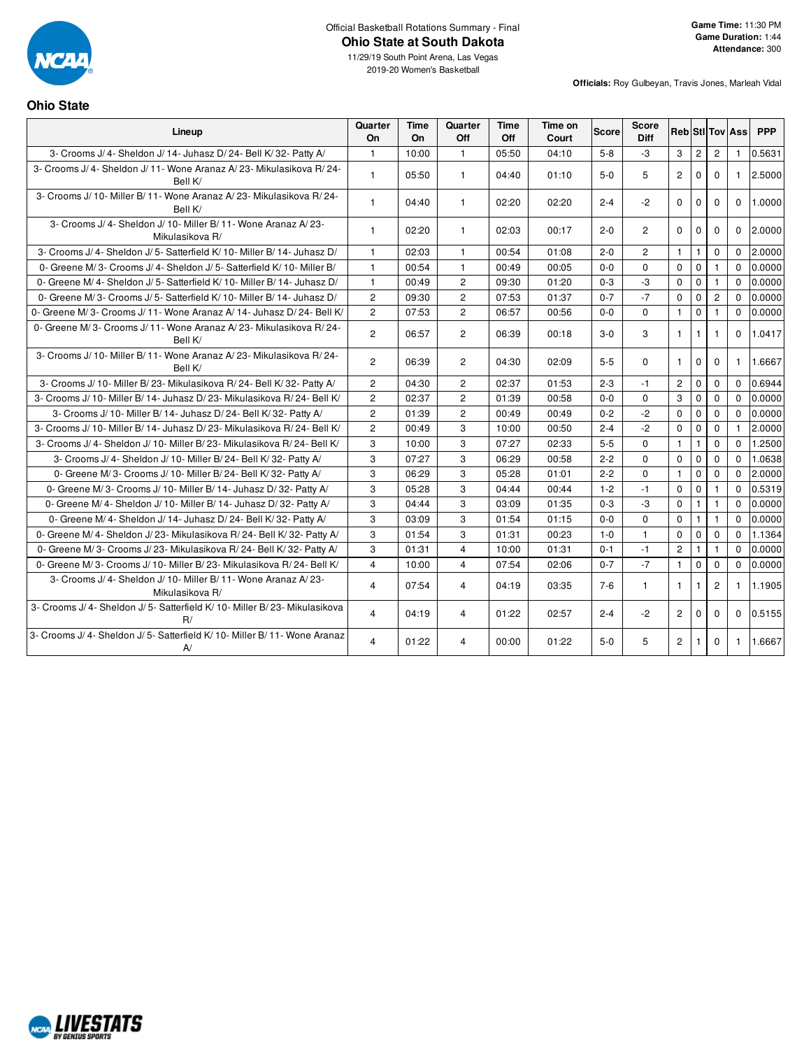Official Basketball Rotations Summary - Final

# Ohio State at South Dakota

11/29/19 South Point Arena, Las Vegas

2019-20 Women's Basketball

**Game Time:** 11:30 PM
**Game Duration:** 1:44
**Attendance:** 300

**Officials:** Roy Gulbeyan, Travis Jones, Marleah Vidal

## Ohio State

| Lineup | Quarter On | Time On | Quarter Off | Time Off | Time on Court | Score | Score Diff | Reb | Stl | Tov | Ass | PPP |
|---|---|---|---|---|---|---|---|---|---|---|---|---|
| 3- Crooms J/ 4- Sheldon J/ 14- Juhasz D/ 24- Bell K/ 32- Patty A/ | 1 | 10:00 | 1 | 05:50 | 04:10 | 5-8 | -3 | 3 | 2 | 2 | 1 | 0.5631 |
| 3- Crooms J/ 4- Sheldon J/ 11- Wone Aranaz A/ 23- Mikulasikova R/ 24- Bell K/ | 1 | 05:50 | 1 | 04:40 | 01:10 | 5-0 | 5 | 2 | 0 | 0 | 1 | 2.5000 |
| 3- Crooms J/ 10- Miller B/ 11- Wone Aranaz A/ 23- Mikulasikova R/ 24- Bell K/ | 1 | 04:40 | 1 | 02:20 | 02:20 | 2-4 | -2 | 0 | 0 | 0 | 0 | 1.0000 |
| 3- Crooms J/ 4- Sheldon J/ 10- Miller B/ 11- Wone Aranaz A/ 23- Mikulasikova R/ | 1 | 02:20 | 1 | 02:03 | 00:17 | 2-0 | 2 | 0 | 0 | 0 | 0 | 2.0000 |
| 3- Crooms J/ 4- Sheldon J/ 5- Satterfield K/ 10- Miller B/ 14- Juhasz D/ | 1 | 02:03 | 1 | 00:54 | 01:08 | 2-0 | 2 | 1 | 1 | 0 | 0 | 2.0000 |
| 0- Greene M/ 3- Crooms J/ 4- Sheldon J/ 5- Satterfield K/ 10- Miller B/ | 1 | 00:54 | 1 | 00:49 | 00:05 | 0-0 | 0 | 0 | 0 | 1 | 0 | 0.0000 |
| 0- Greene M/ 4- Sheldon J/ 5- Satterfield K/ 10- Miller B/ 14- Juhasz D/ | 1 | 00:49 | 2 | 09:30 | 01:20 | 0-3 | -3 | 0 | 0 | 1 | 0 | 0.0000 |
| 0- Greene M/ 3- Crooms J/ 5- Satterfield K/ 10- Miller B/ 14- Juhasz D/ | 2 | 09:30 | 2 | 07:53 | 01:37 | 0-7 | -7 | 0 | 0 | 2 | 0 | 0.0000 |
| 0- Greene M/ 3- Crooms J/ 11- Wone Aranaz A/ 14- Juhasz D/ 24- Bell K/ | 2 | 07:53 | 2 | 06:57 | 00:56 | 0-0 | 0 | 1 | 0 | 1 | 0 | 0.0000 |
| 0- Greene M/ 3- Crooms J/ 11- Wone Aranaz A/ 23- Mikulasikova R/ 24- Bell K/ | 2 | 06:57 | 2 | 06:39 | 00:18 | 3-0 | 3 | 1 | 1 | 1 | 0 | 1.0417 |
| 3- Crooms J/ 10- Miller B/ 11- Wone Aranaz A/ 23- Mikulasikova R/ 24- Bell K/ | 2 | 06:39 | 2 | 04:30 | 02:09 | 5-5 | 0 | 1 | 0 | 0 | 1 | 1.6667 |
| 3- Crooms J/ 10- Miller B/ 23- Mikulasikova R/ 24- Bell K/ 32- Patty A/ | 2 | 04:30 | 2 | 02:37 | 01:53 | 2-3 | -1 | 2 | 0 | 0 | 0 | 0.6944 |
| 3- Crooms J/ 10- Miller B/ 14- Juhasz D/ 23- Mikulasikova R/ 24- Bell K/ | 2 | 02:37 | 2 | 01:39 | 00:58 | 0-0 | 0 | 3 | 0 | 0 | 0 | 0.0000 |
| 3- Crooms J/ 10- Miller B/ 14- Juhasz D/ 24- Bell K/ 32- Patty A/ | 2 | 01:39 | 2 | 00:49 | 00:49 | 0-2 | -2 | 0 | 0 | 0 | 0 | 0.0000 |
| 3- Crooms J/ 10- Miller B/ 14- Juhasz D/ 23- Mikulasikova R/ 24- Bell K/ | 2 | 00:49 | 3 | 10:00 | 00:50 | 2-4 | -2 | 0 | 0 | 0 | 1 | 2.0000 |
| 3- Crooms J/ 4- Sheldon J/ 10- Miller B/ 23- Mikulasikova R/ 24- Bell K/ | 3 | 10:00 | 3 | 07:27 | 02:33 | 5-5 | 0 | 1 | 1 | 0 | 0 | 1.2500 |
| 3- Crooms J/ 4- Sheldon J/ 10- Miller B/ 24- Bell K/ 32- Patty A/ | 3 | 07:27 | 3 | 06:29 | 00:58 | 2-2 | 0 | 0 | 0 | 0 | 0 | 1.0638 |
| 0- Greene M/ 3- Crooms J/ 10- Miller B/ 24- Bell K/ 32- Patty A/ | 3 | 06:29 | 3 | 05:28 | 01:01 | 2-2 | 0 | 1 | 0 | 0 | 0 | 2.0000 |
| 0- Greene M/ 3- Crooms J/ 10- Miller B/ 14- Juhasz D/ 32- Patty A/ | 3 | 05:28 | 3 | 04:44 | 00:44 | 1-2 | -1 | 0 | 0 | 1 | 0 | 0.5319 |
| 0- Greene M/ 4- Sheldon J/ 10- Miller B/ 14- Juhasz D/ 32- Patty A/ | 3 | 04:44 | 3 | 03:09 | 01:35 | 0-3 | -3 | 0 | 1 | 1 | 0 | 0.0000 |
| 0- Greene M/ 4- Sheldon J/ 14- Juhasz D/ 24- Bell K/ 32- Patty A/ | 3 | 03:09 | 3 | 01:54 | 01:15 | 0-0 | 0 | 0 | 1 | 1 | 0 | 0.0000 |
| 0- Greene M/ 4- Sheldon J/ 23- Mikulasikova R/ 24- Bell K/ 32- Patty A/ | 3 | 01:54 | 3 | 01:31 | 00:23 | 1-0 | 1 | 0 | 0 | 0 | 0 | 1.1364 |
| 0- Greene M/ 3- Crooms J/ 23- Mikulasikova R/ 24- Bell K/ 32- Patty A/ | 3 | 01:31 | 4 | 10:00 | 01:31 | 0-1 | -1 | 2 | 1 | 1 | 0 | 0.0000 |
| 0- Greene M/ 3- Crooms J/ 10- Miller B/ 23- Mikulasikova R/ 24- Bell K/ | 4 | 10:00 | 4 | 07:54 | 02:06 | 0-7 | -7 | 1 | 0 | 0 | 0 | 0.0000 |
| 3- Crooms J/ 4- Sheldon J/ 10- Miller B/ 11- Wone Aranaz A/ 23- Mikulasikova R/ | 4 | 07:54 | 4 | 04:19 | 03:35 | 7-6 | 1 | 1 | 1 | 2 | 1 | 1.1905 |
| 3- Crooms J/ 4- Sheldon J/ 5- Satterfield K/ 10- Miller B/ 23- Mikulasikova R/ | 4 | 04:19 | 4 | 01:22 | 02:57 | 2-4 | -2 | 2 | 0 | 0 | 0 | 0.5155 |
| 3- Crooms J/ 4- Sheldon J/ 5- Satterfield K/ 10- Miller B/ 11- Wone Aranaz A/ | 4 | 01:22 | 4 | 00:00 | 01:22 | 5-0 | 5 | 2 | 1 | 0 | 1 | 1.6667 |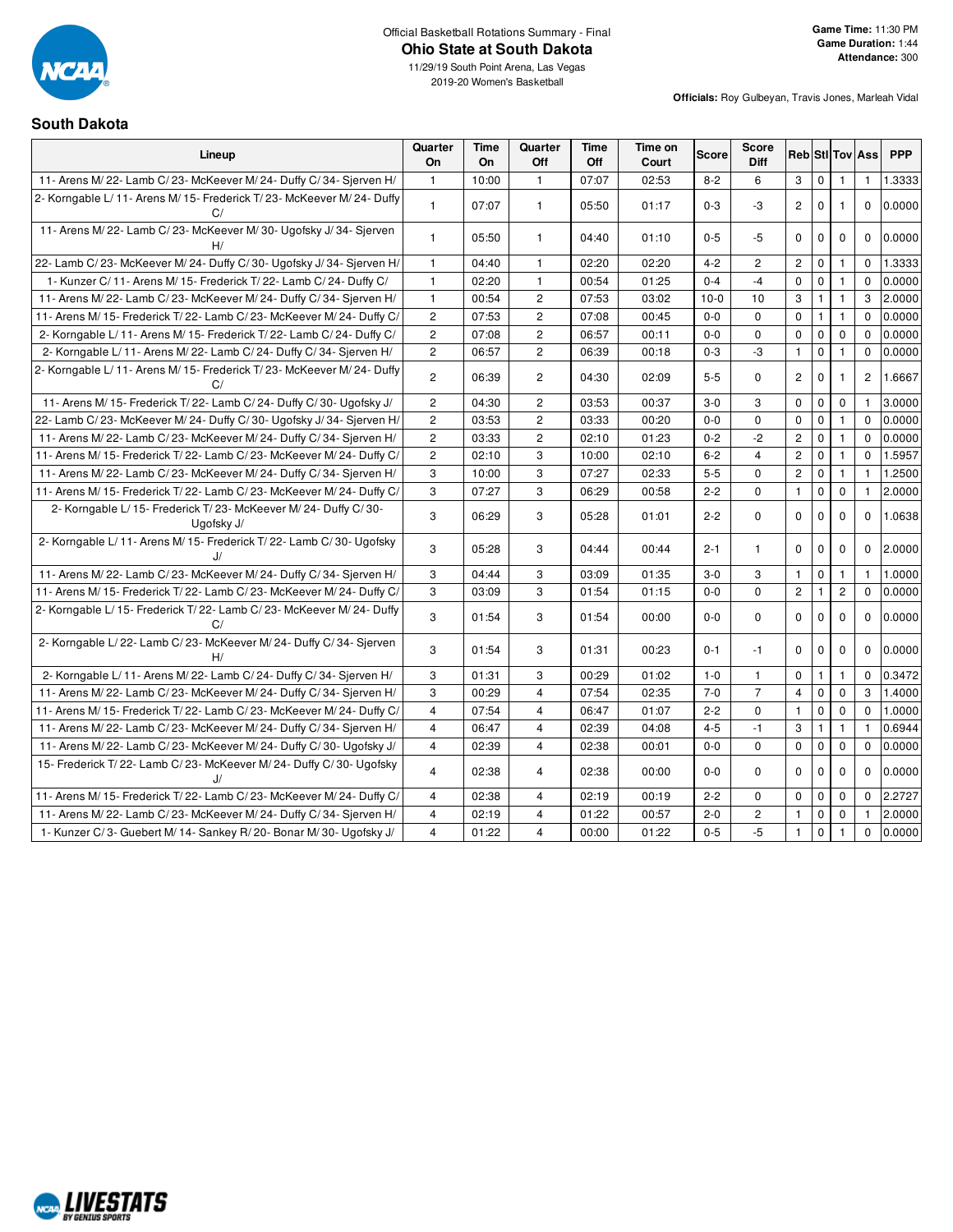Official Basketball Rotations Summary - Final

**Ohio State at South Dakota**

11/29/19 South Point Arena, Las Vegas

2019-20 Women's Basketball

**Game Time:** 11:30 PM
**Game Duration:** 1:44
**Attendance:** 300

**Officials:** Roy Gulbeyan, Travis Jones, Marleah Vidal

## South Dakota

| Lineup | Quarter On | Time On | Quarter Off | Time Off | Time on Court | Score | Score Diff | Reb | Stl | Tov | Ass | PPP |
|---|---|---|---|---|---|---|---|---|---|---|---|---|
| 11- Arens M/ 22- Lamb C/ 23- McKeever M/ 24- Duffy C/ 34- Sjerven H/ | 1 | 10:00 | 1 | 07:07 | 02:53 | 8-2 | 6 | 3 | 0 | 1 | 1 | 1.3333 |
| 2- Korngable L/ 11- Arens M/ 15- Frederick T/ 23- McKeever M/ 24- Duffy C/ | 1 | 07:07 | 1 | 05:50 | 01:17 | 0-3 | -3 | 2 | 0 | 1 | 0 | 0.0000 |
| 11- Arens M/ 22- Lamb C/ 23- McKeever M/ 30- Ugofsky J/ 34- Sjerven H/ | 1 | 05:50 | 1 | 04:40 | 01:10 | 0-5 | -5 | 0 | 0 | 0 | 0 | 0.0000 |
| 22- Lamb C/ 23- McKeever M/ 24- Duffy C/ 30- Ugofsky J/ 34- Sjerven H/ | 1 | 04:40 | 1 | 02:20 | 02:20 | 4-2 | 2 | 2 | 0 | 1 | 0 | 1.3333 |
| 1- Kunzer C/ 11- Arens M/ 15- Frederick T/ 22- Lamb C/ 24- Duffy C/ | 1 | 02:20 | 1 | 00:54 | 01:25 | 0-4 | -4 | 0 | 0 | 1 | 0 | 0.0000 |
| 11- Arens M/ 22- Lamb C/ 23- McKeever M/ 24- Duffy C/ 34- Sjerven H/ | 1 | 00:54 | 2 | 07:53 | 03:02 | 10-0 | 10 | 3 | 1 | 1 | 3 | 2.0000 |
| 11- Arens M/ 15- Frederick T/ 22- Lamb C/ 23- McKeever M/ 24- Duffy C/ | 2 | 07:53 | 2 | 07:08 | 00:45 | 0-0 | 0 | 0 | 1 | 1 | 0 | 0.0000 |
| 2- Korngable L/ 11- Arens M/ 15- Frederick T/ 22- Lamb C/ 24- Duffy C/ | 2 | 07:08 | 2 | 06:57 | 00:11 | 0-0 | 0 | 0 | 0 | 0 | 0 | 0.0000 |
| 2- Korngable L/ 11- Arens M/ 22- Lamb C/ 24- Duffy C/ 34- Sjerven H/ | 2 | 06:57 | 2 | 06:39 | 00:18 | 0-3 | -3 | 1 | 0 | 1 | 0 | 0.0000 |
| 2- Korngable L/ 11- Arens M/ 15- Frederick T/ 23- McKeever M/ 24- Duffy C/ | 2 | 06:39 | 2 | 04:30 | 02:09 | 5-5 | 0 | 2 | 0 | 1 | 2 | 1.6667 |
| 11- Arens M/ 15- Frederick T/ 22- Lamb C/ 24- Duffy C/ 30- Ugofsky J/ | 2 | 04:30 | 2 | 03:53 | 00:37 | 3-0 | 3 | 0 | 0 | 0 | 1 | 3.0000 |
| 22- Lamb C/ 23- McKeever M/ 24- Duffy C/ 30- Ugofsky J/ 34- Sjerven H/ | 2 | 03:53 | 2 | 03:33 | 00:20 | 0-0 | 0 | 0 | 0 | 1 | 0 | 0.0000 |
| 11- Arens M/ 22- Lamb C/ 23- McKeever M/ 24- Duffy C/ 34- Sjerven H/ | 2 | 03:33 | 2 | 02:10 | 01:23 | 0-2 | -2 | 2 | 0 | 1 | 0 | 0.0000 |
| 11- Arens M/ 15- Frederick T/ 22- Lamb C/ 23- McKeever M/ 24- Duffy C/ | 2 | 02:10 | 3 | 10:00 | 02:10 | 6-2 | 4 | 2 | 0 | 1 | 0 | 1.5957 |
| 11- Arens M/ 22- Lamb C/ 23- McKeever M/ 24- Duffy C/ 34- Sjerven H/ | 3 | 10:00 | 3 | 07:27 | 02:33 | 5-5 | 0 | 2 | 0 | 1 | 1 | 1.2500 |
| 11- Arens M/ 15- Frederick T/ 22- Lamb C/ 23- McKeever M/ 24- Duffy C/ | 3 | 07:27 | 3 | 06:29 | 00:58 | 2-2 | 0 | 1 | 0 | 0 | 1 | 2.0000 |
| 2- Korngable L/ 15- Frederick T/ 23- McKeever M/ 24- Duffy C/ 30- Ugofsky J/ | 3 | 06:29 | 3 | 05:28 | 01:01 | 2-2 | 0 | 0 | 0 | 0 | 0 | 1.0638 |
| 2- Korngable L/ 11- Arens M/ 15- Frederick T/ 22- Lamb C/ 30- Ugofsky J/ | 3 | 05:28 | 3 | 04:44 | 00:44 | 2-1 | 1 | 0 | 0 | 0 | 0 | 2.0000 |
| 11- Arens M/ 22- Lamb C/ 23- McKeever M/ 24- Duffy C/ 34- Sjerven H/ | 3 | 04:44 | 3 | 03:09 | 01:35 | 3-0 | 3 | 1 | 0 | 1 | 1 | 1.0000 |
| 11- Arens M/ 15- Frederick T/ 22- Lamb C/ 23- McKeever M/ 24- Duffy C/ | 3 | 03:09 | 3 | 01:54 | 01:15 | 0-0 | 0 | 2 | 1 | 2 | 0 | 0.0000 |
| 2- Korngable L/ 15- Frederick T/ 22- Lamb C/ 23- McKeever M/ 24- Duffy C/ | 3 | 01:54 | 3 | 01:54 | 00:00 | 0-0 | 0 | 0 | 0 | 0 | 0 | 0.0000 |
| 2- Korngable L/ 22- Lamb C/ 23- McKeever M/ 24- Duffy C/ 34- Sjerven H/ | 3 | 01:54 | 3 | 01:31 | 00:23 | 0-1 | -1 | 0 | 0 | 0 | 0 | 0.0000 |
| 2- Korngable L/ 11- Arens M/ 22- Lamb C/ 24- Duffy C/ 34- Sjerven H/ | 3 | 01:31 | 3 | 00:29 | 01:02 | 1-0 | 1 | 0 | 1 | 1 | 0 | 0.3472 |
| 11- Arens M/ 22- Lamb C/ 23- McKeever M/ 24- Duffy C/ 34- Sjerven H/ | 3 | 00:29 | 4 | 07:54 | 02:35 | 7-0 | 7 | 4 | 0 | 0 | 3 | 1.4000 |
| 11- Arens M/ 15- Frederick T/ 22- Lamb C/ 23- McKeever M/ 24- Duffy C/ | 4 | 07:54 | 4 | 06:47 | 01:07 | 2-2 | 0 | 1 | 0 | 0 | 0 | 1.0000 |
| 11- Arens M/ 22- Lamb C/ 23- McKeever M/ 24- Duffy C/ 34- Sjerven H/ | 4 | 06:47 | 4 | 02:39 | 04:08 | 4-5 | -1 | 3 | 1 | 1 | 1 | 0.6944 |
| 11- Arens M/ 22- Lamb C/ 23- McKeever M/ 24- Duffy C/ 30- Ugofsky J/ | 4 | 02:39 | 4 | 02:38 | 00:01 | 0-0 | 0 | 0 | 0 | 0 | 0 | 0.0000 |
| 15- Frederick T/ 22- Lamb C/ 23- McKeever M/ 24- Duffy C/ 30- Ugofsky J/ | 4 | 02:38 | 4 | 02:38 | 00:00 | 0-0 | 0 | 0 | 0 | 0 | 0 | 0.0000 |
| 11- Arens M/ 15- Frederick T/ 22- Lamb C/ 23- McKeever M/ 24- Duffy C/ | 4 | 02:38 | 4 | 02:19 | 00:19 | 2-2 | 0 | 0 | 0 | 0 | 0 | 2.2727 |
| 11- Arens M/ 22- Lamb C/ 23- McKeever M/ 24- Duffy C/ 34- Sjerven H/ | 4 | 02:19 | 4 | 01:22 | 00:57 | 2-0 | 2 | 1 | 0 | 0 | 1 | 2.0000 |
| 1- Kunzer C/ 3- Guebert M/ 14- Sankey R/ 20- Bonar M/ 30- Ugofsky J/ | 4 | 01:22 | 4 | 00:00 | 01:22 | 0-5 | -5 | 1 | 0 | 1 | 0 | 0.0000 |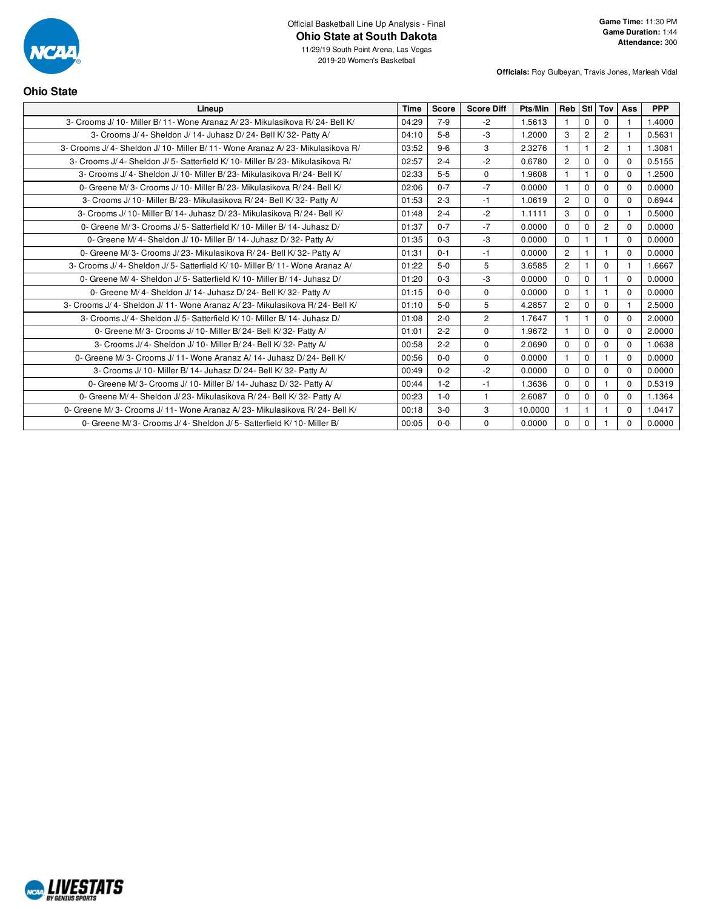Official Basketball Line Up Analysis - Final

# Ohio State at South Dakota

11/29/19 South Point Arena, Las Vegas
2019-20 Women's Basketball

**Game Time:** 11:30 PM
**Game Duration:** 1:44
**Attendance:** 300

**Officials:** Roy Gulbeyan, Travis Jones, Marleah Vidal

## Ohio State

| Lineup | Time | Score | Score Diff | Pts/Min | Reb | Stl | Tov | Ass | PPP |
|---|---|---|---|---|---|---|---|---|---|
| 3- Crooms J/ 10- Miller B/ 11- Wone Aranaz A/ 23- Mikulasikova R/ 24- Bell K/ | 04:29 | 7-9 | -2 | 1.5613 | 1 | 0 | 0 | 1 | 1.4000 |
| 3- Crooms J/ 4- Sheldon J/ 14- Juhasz D/ 24- Bell K/ 32- Patty A/ | 04:10 | 5-8 | -3 | 1.2000 | 3 | 2 | 2 | 1 | 0.5631 |
| 3- Crooms J/ 4- Sheldon J/ 10- Miller B/ 11- Wone Aranaz A/ 23- Mikulasikova R/ | 03:52 | 9-6 | 3 | 2.3276 | 1 | 1 | 2 | 1 | 1.3081 |
| 3- Crooms J/ 4- Sheldon J/ 5- Satterfield K/ 10- Miller B/ 23- Mikulasikova R/ | 02:57 | 2-4 | -2 | 0.6780 | 2 | 0 | 0 | 0 | 0.5155 |
| 3- Crooms J/ 4- Sheldon J/ 10- Miller B/ 23- Mikulasikova R/ 24- Bell K/ | 02:33 | 5-5 | 0 | 1.9608 | 1 | 1 | 0 | 0 | 1.2500 |
| 0- Greene M/ 3- Crooms J/ 10- Miller B/ 23- Mikulasikova R/ 24- Bell K/ | 02:06 | 0-7 | -7 | 0.0000 | 1 | 0 | 0 | 0 | 0.0000 |
| 3- Crooms J/ 10- Miller B/ 23- Mikulasikova R/ 24- Bell K/ 32- Patty A/ | 01:53 | 2-3 | -1 | 1.0619 | 2 | 0 | 0 | 0 | 0.6944 |
| 3- Crooms J/ 10- Miller B/ 14- Juhasz D/ 23- Mikulasikova R/ 24- Bell K/ | 01:48 | 2-4 | -2 | 1.1111 | 3 | 0 | 0 | 1 | 0.5000 |
| 0- Greene M/ 3- Crooms J/ 5- Satterfield K/ 10- Miller B/ 14- Juhasz D/ | 01:37 | 0-7 | -7 | 0.0000 | 0 | 0 | 2 | 0 | 0.0000 |
| 0- Greene M/ 4- Sheldon J/ 10- Miller B/ 14- Juhasz D/ 32- Patty A/ | 01:35 | 0-3 | -3 | 0.0000 | 0 | 1 | 1 | 0 | 0.0000 |
| 0- Greene M/ 3- Crooms J/ 23- Mikulasikova R/ 24- Bell K/ 32- Patty A/ | 01:31 | 0-1 | -1 | 0.0000 | 2 | 1 | 1 | 0 | 0.0000 |
| 3- Crooms J/ 4- Sheldon J/ 5- Satterfield K/ 10- Miller B/ 11- Wone Aranaz A/ | 01:22 | 5-0 | 5 | 3.6585 | 2 | 1 | 0 | 1 | 1.6667 |
| 0- Greene M/ 4- Sheldon J/ 5- Satterfield K/ 10- Miller B/ 14- Juhasz D/ | 01:20 | 0-3 | -3 | 0.0000 | 0 | 0 | 1 | 0 | 0.0000 |
| 0- Greene M/ 4- Sheldon J/ 14- Juhasz D/ 24- Bell K/ 32- Patty A/ | 01:15 | 0-0 | 0 | 0.0000 | 0 | 1 | 1 | 0 | 0.0000 |
| 3- Crooms J/ 4- Sheldon J/ 11- Wone Aranaz A/ 23- Mikulasikova R/ 24- Bell K/ | 01:10 | 5-0 | 5 | 4.2857 | 2 | 0 | 0 | 1 | 2.5000 |
| 3- Crooms J/ 4- Sheldon J/ 5- Satterfield K/ 10- Miller B/ 14- Juhasz D/ | 01:08 | 2-0 | 2 | 1.7647 | 1 | 1 | 0 | 0 | 2.0000 |
| 0- Greene M/ 3- Crooms J/ 10- Miller B/ 24- Bell K/ 32- Patty A/ | 01:01 | 2-2 | 0 | 1.9672 | 1 | 0 | 0 | 0 | 2.0000 |
| 3- Crooms J/ 4- Sheldon J/ 10- Miller B/ 24- Bell K/ 32- Patty A/ | 00:58 | 2-2 | 0 | 2.0690 | 0 | 0 | 0 | 0 | 1.0638 |
| 0- Greene M/ 3- Crooms J/ 11- Wone Aranaz A/ 14- Juhasz D/ 24- Bell K/ | 00:56 | 0-0 | 0 | 0.0000 | 1 | 0 | 1 | 0 | 0.0000 |
| 3- Crooms J/ 10- Miller B/ 14- Juhasz D/ 24- Bell K/ 32- Patty A/ | 00:49 | 0-2 | -2 | 0.0000 | 0 | 0 | 0 | 0 | 0.0000 |
| 0- Greene M/ 3- Crooms J/ 10- Miller B/ 14- Juhasz D/ 32- Patty A/ | 00:44 | 1-2 | -1 | 1.3636 | 0 | 0 | 1 | 0 | 0.5319 |
| 0- Greene M/ 4- Sheldon J/ 23- Mikulasikova R/ 24- Bell K/ 32- Patty A/ | 00:23 | 1-0 | 1 | 2.6087 | 0 | 0 | 0 | 0 | 1.1364 |
| 0- Greene M/ 3- Crooms J/ 11- Wone Aranaz A/ 23- Mikulasikova R/ 24- Bell K/ | 00:18 | 3-0 | 3 | 10.0000 | 1 | 1 | 1 | 0 | 1.0417 |
| 0- Greene M/ 3- Crooms J/ 4- Sheldon J/ 5- Satterfield K/ 10- Miller B/ | 00:05 | 0-0 | 0 | 0.0000 | 0 | 0 | 1 | 0 | 0.0000 |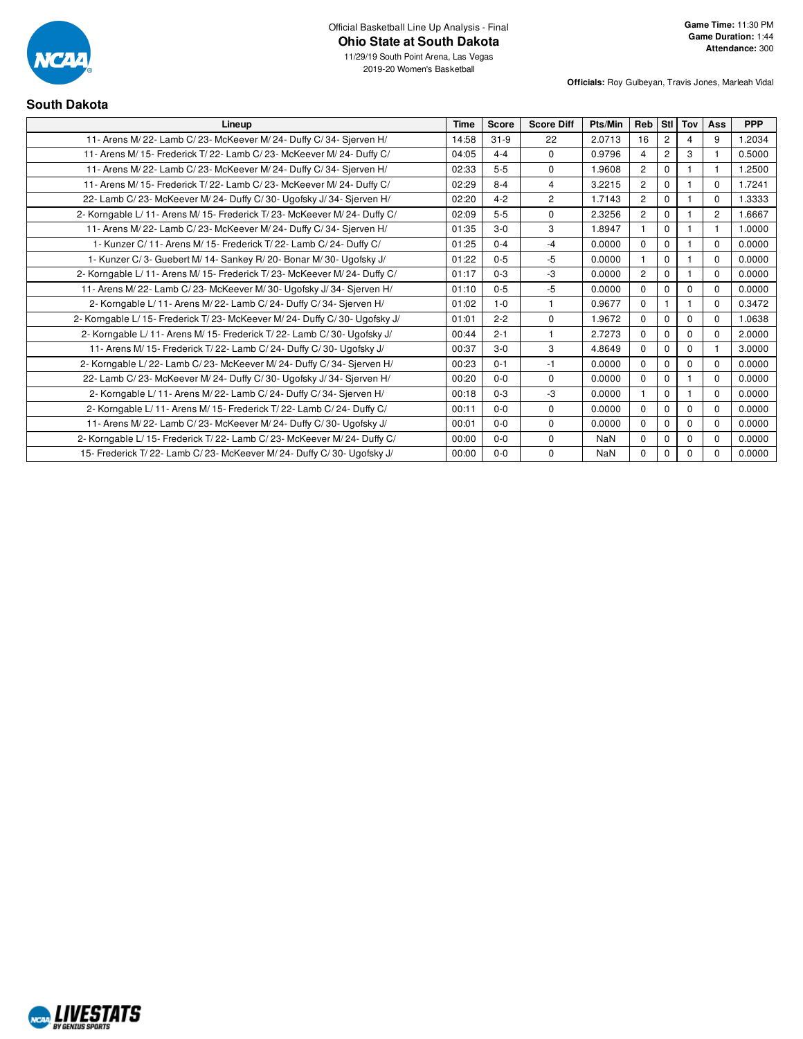Official Basketball Line Up Analysis - Final

# Ohio State at South Dakota

11/29/19 South Point Arena, Las Vegas

2019-20 Women's Basketball

**Game Time:** 11:30 PM
**Game Duration:** 1:44
**Attendance:** 300

**Officials:** Roy Gulbeyan, Travis Jones, Marleah Vidal

## South Dakota

| Lineup | Time | Score | Score Diff | Pts/Min | Reb | Stl | Tov | Ass | PPP |
|---|---|---|---|---|---|---|---|---|---|
| 11- Arens M/ 22- Lamb C/ 23- McKeever M/ 24- Duffy C/ 34- Sjerven H/ | 14:58 | 31-9 | 22 | 2.0713 | 16 | 2 | 4 | 9 | 1.2034 |
| 11- Arens M/ 15- Frederick T/ 22- Lamb C/ 23- McKeever M/ 24- Duffy C/ | 04:05 | 4-4 | 0 | 0.9796 | 4 | 2 | 3 | 1 | 0.5000 |
| 11- Arens M/ 22- Lamb C/ 23- McKeever M/ 24- Duffy C/ 34- Sjerven H/ | 02:33 | 5-5 | 0 | 1.9608 | 2 | 0 | 1 | 1 | 1.2500 |
| 11- Arens M/ 15- Frederick T/ 22- Lamb C/ 23- McKeever M/ 24- Duffy C/ | 02:29 | 8-4 | 4 | 3.2215 | 2 | 0 | 1 | 0 | 1.7241 |
| 22- Lamb C/ 23- McKeever M/ 24- Duffy C/ 30- Ugofsky J/ 34- Sjerven H/ | 02:20 | 4-2 | 2 | 1.7143 | 2 | 0 | 1 | 0 | 1.3333 |
| 2- Korngable L/ 11- Arens M/ 15- Frederick T/ 23- McKeever M/ 24- Duffy C/ | 02:09 | 5-5 | 0 | 2.3256 | 2 | 0 | 1 | 2 | 1.6667 |
| 11- Arens M/ 22- Lamb C/ 23- McKeever M/ 24- Duffy C/ 34- Sjerven H/ | 01:35 | 3-0 | 3 | 1.8947 | 1 | 0 | 1 | 1 | 1.0000 |
| 1- Kunzer C/ 11- Arens M/ 15- Frederick T/ 22- Lamb C/ 24- Duffy C/ | 01:25 | 0-4 | -4 | 0.0000 | 0 | 0 | 1 | 0 | 0.0000 |
| 1- Kunzer C/ 3- Guebert M/ 14- Sankey R/ 20- Bonar M/ 30- Ugofsky J/ | 01:22 | 0-5 | -5 | 0.0000 | 1 | 0 | 1 | 0 | 0.0000 |
| 2- Korngable L/ 11- Arens M/ 15- Frederick T/ 23- McKeever M/ 24- Duffy C/ | 01:17 | 0-3 | -3 | 0.0000 | 2 | 0 | 1 | 0 | 0.0000 |
| 11- Arens M/ 22- Lamb C/ 23- McKeever M/ 30- Ugofsky J/ 34- Sjerven H/ | 01:10 | 0-5 | -5 | 0.0000 | 0 | 0 | 0 | 0 | 0.0000 |
| 2- Korngable L/ 11- Arens M/ 22- Lamb C/ 24- Duffy C/ 34- Sjerven H/ | 01:02 | 1-0 | 1 | 0.9677 | 0 | 1 | 1 | 0 | 0.3472 |
| 2- Korngable L/ 15- Frederick T/ 23- McKeever M/ 24- Duffy C/ 30- Ugofsky J/ | 01:01 | 2-2 | 0 | 1.9672 | 0 | 0 | 0 | 0 | 1.0638 |
| 2- Korngable L/ 11- Arens M/ 15- Frederick T/ 22- Lamb C/ 30- Ugofsky J/ | 00:44 | 2-1 | 1 | 2.7273 | 0 | 0 | 0 | 0 | 2.0000 |
| 11- Arens M/ 15- Frederick T/ 22- Lamb C/ 24- Duffy C/ 30- Ugofsky J/ | 00:37 | 3-0 | 3 | 4.8649 | 0 | 0 | 0 | 1 | 3.0000 |
| 2- Korngable L/ 22- Lamb C/ 23- McKeever M/ 24- Duffy C/ 34- Sjerven H/ | 00:23 | 0-1 | -1 | 0.0000 | 0 | 0 | 0 | 0 | 0.0000 |
| 22- Lamb C/ 23- McKeever M/ 24- Duffy C/ 30- Ugofsky J/ 34- Sjerven H/ | 00:20 | 0-0 | 0 | 0.0000 | 0 | 0 | 1 | 0 | 0.0000 |
| 2- Korngable L/ 11- Arens M/ 22- Lamb C/ 24- Duffy C/ 34- Sjerven H/ | 00:18 | 0-3 | -3 | 0.0000 | 1 | 0 | 1 | 0 | 0.0000 |
| 2- Korngable L/ 11- Arens M/ 15- Frederick T/ 22- Lamb C/ 24- Duffy C/ | 00:11 | 0-0 | 0 | 0.0000 | 0 | 0 | 0 | 0 | 0.0000 |
| 11- Arens M/ 22- Lamb C/ 23- McKeever M/ 24- Duffy C/ 30- Ugofsky J/ | 00:01 | 0-0 | 0 | 0.0000 | 0 | 0 | 0 | 0 | 0.0000 |
| 2- Korngable L/ 15- Frederick T/ 22- Lamb C/ 23- McKeever M/ 24- Duffy C/ | 00:00 | 0-0 | 0 | NaN | 0 | 0 | 0 | 0 | 0.0000 |
| 15- Frederick T/ 22- Lamb C/ 23- McKeever M/ 24- Duffy C/ 30- Ugofsky J/ | 00:00 | 0-0 | 0 | NaN | 0 | 0 | 0 | 0 | 0.0000 |